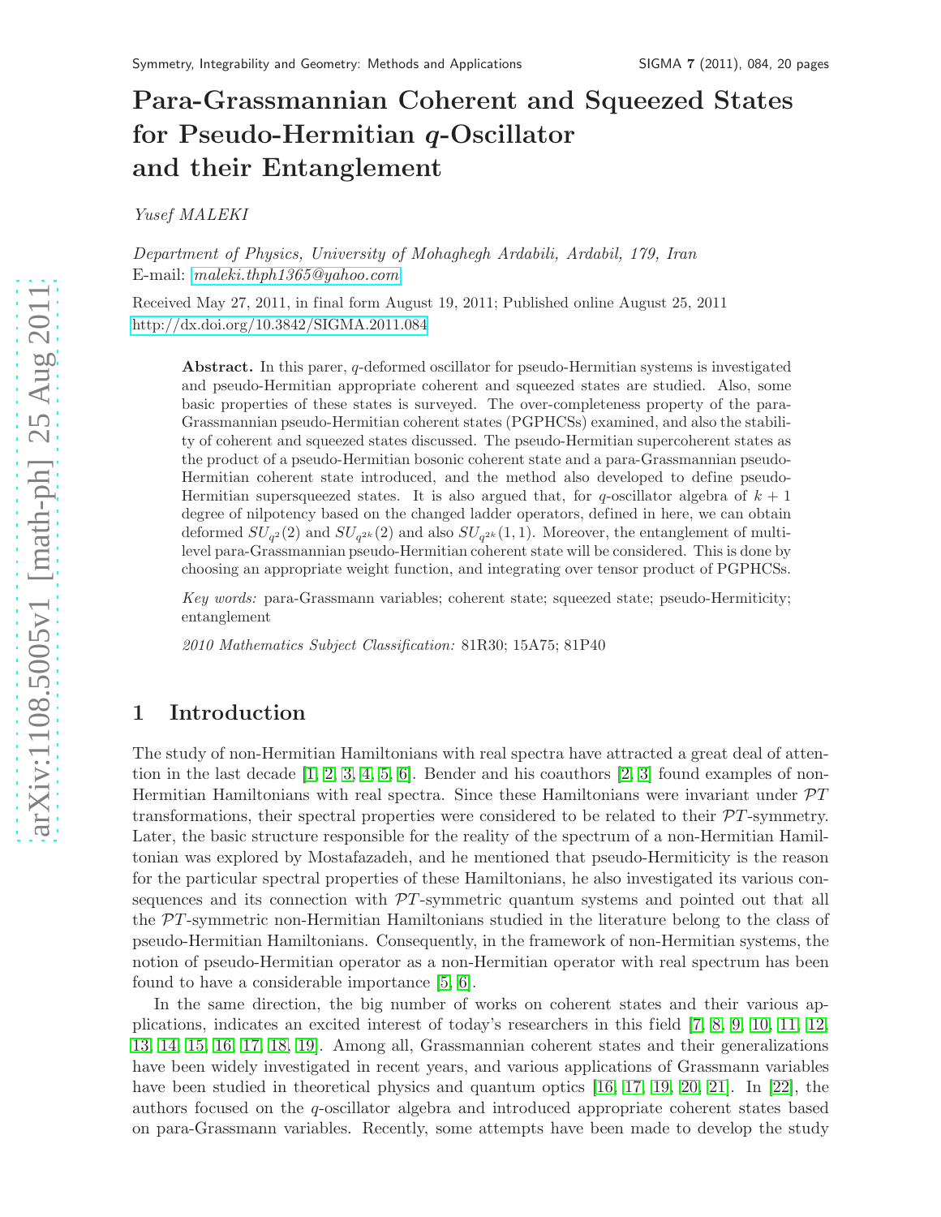# Para-Grassmannian Coherent and Squeezed States for Pseudo-Hermitian $q$-Oscillator and their Entanglement

*Yusef MALEKI*

*Department of Physics, University of Mohaghegh Ardabili, Ardabil, 179, Iran*
E-mail: maleki.thph1365@yahoo.com

Received May 27, 2011, in final form August 19, 2011; Published online August 25, 2011
http://dx.doi.org/10.3842/SIGMA.2011.084

**Abstract.** In this parer, $q$-deformed oscillator for pseudo-Hermitian systems is investigated and pseudo-Hermitian appropriate coherent and squeezed states are studied. Also, some basic properties of these states is surveyed. The over-completeness property of the para-Grassmannian pseudo-Hermitian coherent states (PGPHCSs) examined, and also the stability of coherent and squeezed states discussed. The pseudo-Hermitian supercoherent states as the product of a pseudo-Hermitian bosonic coherent state and a para-Grassmannian pseudo-Hermitian coherent state introduced, and the method also developed to define pseudo-Hermitian supersqueezed states. It is also argued that, for $q$-oscillator algebra of $k+1$ degree of nilpotency based on the changed ladder operators, defined in here, we can obtain deformed $SU_{q^2}(2)$ and $SU_{q^{2k}}(2)$ and also $SU_{q^{2k}}(1,1)$. Moreover, the entanglement of multi-level para-Grassmannian pseudo-Hermitian coherent state will be considered. This is done by choosing an appropriate weight function, and integrating over tensor product of PGPHCSs.

*Key words:* para-Grassmann variables; coherent state; squeezed state; pseudo-Hermiticity; entanglement

*2010 Mathematics Subject Classification:* 81R30; 15A75; 81P40

## 1 Introduction

The study of non-Hermitian Hamiltonians with real spectra have attracted a great deal of attention in the last decade [1, 2, 3, 4, 5, 6]. Bender and his coauthors [2, 3] found examples of non-Hermitian Hamiltonians with real spectra. Since these Hamiltonians were invariant under $\mathcal{PT}$ transformations, their spectral properties were considered to be related to their $\mathcal{PT}$-symmetry. Later, the basic structure responsible for the reality of the spectrum of a non-Hermitian Hamiltonian was explored by Mostafazadeh, and he mentioned that pseudo-Hermiticity is the reason for the particular spectral properties of these Hamiltonians, he also investigated its various consequences and its connection with $\mathcal{PT}$-symmetric quantum systems and pointed out that all the $\mathcal{PT}$-symmetric non-Hermitian Hamiltonians studied in the literature belong to the class of pseudo-Hermitian Hamiltonians. Consequently, in the framework of non-Hermitian systems, the notion of pseudo-Hermitian operator as a non-Hermitian operator with real spectrum has been found to have a considerable importance [5, 6].

In the same direction, the big number of works on coherent states and their various applications, indicates an excited interest of today's researchers in this field [7, 8, 9, 10, 11, 12, 13, 14, 15, 16, 17, 18, 19]. Among all, Grassmannian coherent states and their generalizations have been widely investigated in recent years, and various applications of Grassmann variables have been studied in theoretical physics and quantum optics [16, 17, 19, 20, 21]. In [22], the authors focused on the $q$-oscillator algebra and introduced appropriate coherent states based on para-Grassmann variables. Recently, some attempts have been made to develop the study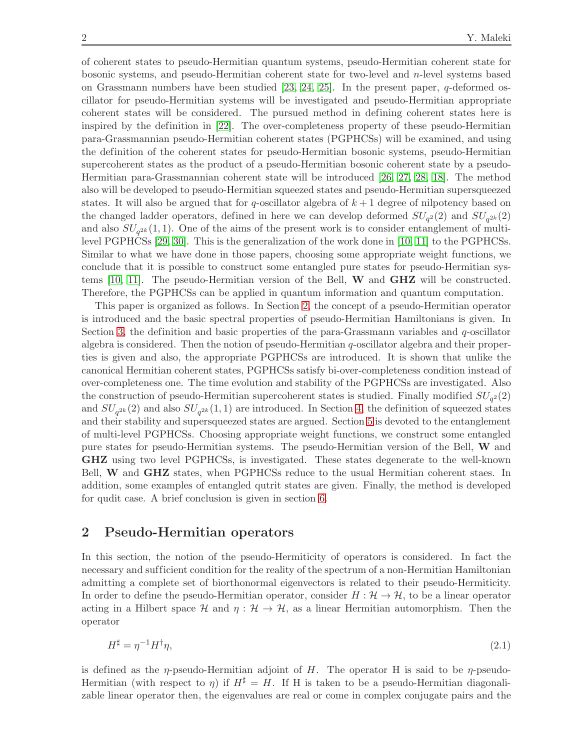of coherent states to pseudo-Hermitian quantum systems, pseudo-Hermitian coherent state for bosonic systems, and pseudo-Hermitian coherent state for two-level and $n$-level systems based on Grassmann numbers have been studied [23, 24, 25]. In the present paper, $q$-deformed oscillator for pseudo-Hermitian systems will be investigated and pseudo-Hermitian appropriate coherent states will be considered. The pursued method in defining coherent states here is inspired by the definition in [22]. The over-completeness property of these pseudo-Hermitian para-Grassmannian pseudo-Hermitian coherent states (PGPHCSs) will be examined, and using the definition of the coherent states for pseudo-Hermitian bosonic systems, pseudo-Hermitian supercoherent states as the product of a pseudo-Hermitian bosonic coherent state by a pseudo-Hermitian para-Grassmannian coherent state will be introduced [26, 27, 28, 18]. The method also will be developed to pseudo-Hermitian squeezed states and pseudo-Hermitian supersqueezed states. It will also be argued that for $q$-oscillator algebra of $k+1$ degree of nilpotency based on the changed ladder operators, defined in here we can develop deformed $SU_{q^2}(2)$ and $SU_{q^{2k}}(2)$ and also $SU_{q^{2k}}(1,1)$. One of the aims of the present work is to consider entanglement of multi-level PGPHCSs [29, 30]. This is the generalization of the work done in [10, 11] to the PGPHCSs. Similar to what we have done in those papers, choosing some appropriate weight functions, we conclude that it is possible to construct some entangled pure states for pseudo-Hermitian systems [10, 11]. The pseudo-Hermitian version of the Bell, **W** and **GHZ** will be constructed. Therefore, the PGPHCSs can be applied in quantum information and quantum computation.

This paper is organized as follows. In Section 2, the concept of a pseudo-Hermitian operator is introduced and the basic spectral properties of pseudo-Hermitian Hamiltonians is given. In Section 3, the definition and basic properties of the para-Grassmann variables and $q$-oscillator algebra is considered. Then the notion of pseudo-Hermitian $q$-oscillator algebra and their properties is given and also, the appropriate PGPHCSs are introduced. It is shown that unlike the canonical Hermitian coherent states, PGPHCSs satisfy bi-over-completeness condition instead of over-completeness one. The time evolution and stability of the PGPHCSs are investigated. Also the construction of pseudo-Hermitian supercoherent states is studied. Finally modified $SU_{q^2}(2)$ and $SU_{q^{2k}}(2)$ and also $SU_{q^{2k}}(1,1)$ are introduced. In Section 4, the definition of squeezed states and their stability and supersqueezed states are argued. Section 5 is devoted to the entanglement of multi-level PGPHCSs. Choosing appropriate weight functions, we construct some entangled pure states for pseudo-Hermitian systems. The pseudo-Hermitian version of the Bell, **W** and **GHZ** using two level PGPHCSs, is investigated. These states degenerate to the well-known Bell, **W** and **GHZ** states, when PGPHCSs reduce to the usual Hermitian coherent staes. In addition, some examples of entangled qutrit states are given. Finally, the method is developed for qudit case. A brief conclusion is given in section 6.

## 2 Pseudo-Hermitian operators

In this section, the notion of the pseudo-Hermiticity of operators is considered. In fact the necessary and sufficient condition for the reality of the spectrum of a non-Hermitian Hamiltonian admitting a complete set of biorthonormal eigenvectors is related to their pseudo-Hermiticity. In order to define the pseudo-Hermitian operator, consider $H : \mathcal{H} \to \mathcal{H}$, to be a linear operator acting in a Hilbert space $\mathcal{H}$ and $\eta : \mathcal{H} \to \mathcal{H}$, as a linear Hermitian automorphism. Then the operator

$$H^{\sharp} = \eta^{-1} H^{\dagger} \eta, \tag{2.1}$$

is defined as the $\eta$-pseudo-Hermitian adjoint of $H$. The operator H is said to be $\eta$-pseudo-Hermitian (with respect to $\eta$) if $H^{\sharp} = H$. If H is taken to be a pseudo-Hermitian diagonalizable linear operator then, the eigenvalues are real or come in complex conjugate pairs and the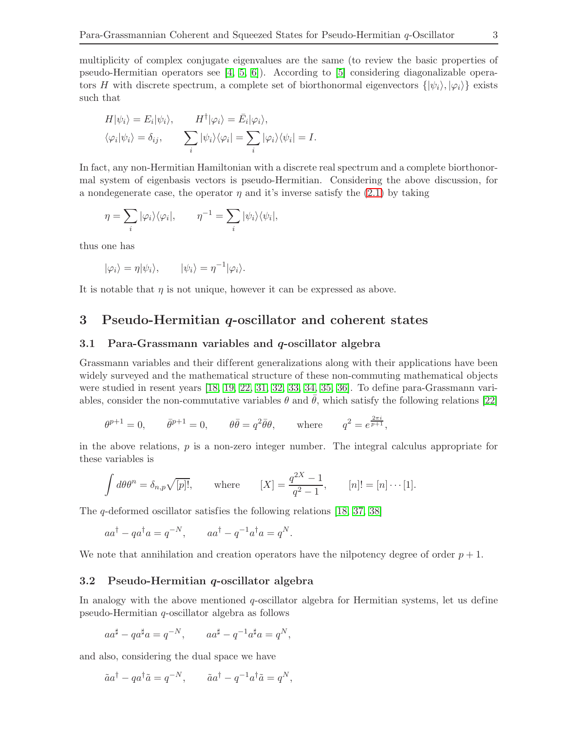multiplicity of complex conjugate eigenvalues are the same (to review the basic properties of pseudo-Hermitian operators see [4, 5, 6]). According to [5] considering diagonalizable operators $H$ with discrete spectrum, a complete set of biorthonormal eigenvectors $\{|\psi_i\rangle, |\varphi_i\rangle\}$ exists such that

$$
\begin{aligned}
&H|\psi_i\rangle = E_i|\psi_i\rangle, \qquad H^\dagger|\varphi_i\rangle = \bar{E}_i|\varphi_i\rangle, \\
&\langle\varphi_i|\psi_i\rangle = \delta_{ij}, \qquad \sum_i |\psi_i\rangle\langle\varphi_i| = \sum_i |\varphi_i\rangle\langle\psi_i| = I.
\end{aligned}
$$

In fact, any non-Hermitian Hamiltonian with a discrete real spectrum and a complete biorthonormal system of eigenbasis vectors is pseudo-Hermitian. Considering the above discussion, for a nondegenerate case, the operator $\eta$ and it's inverse satisfy the (2.1) by taking

$$
\eta = \sum_i |\varphi_i\rangle\langle\varphi_i|, \qquad \eta^{-1} = \sum_i |\psi_i\rangle\langle\psi_i|,
$$

thus one has

$$
|\varphi_i\rangle = \eta|\psi_i\rangle, \qquad |\psi_i\rangle = \eta^{-1}|\varphi_i\rangle.
$$

It is notable that $\eta$ is not unique, however it can be expressed as above.

# 3 Pseudo-Hermitian $q$-oscillator and coherent states

## 3.1 Para-Grassmann variables and $q$-oscillator algebra

Grassmann variables and their different generalizations along with their applications have been widely surveyed and the mathematical structure of these non-commuting mathematical objects were studied in resent years [18, 19, 22, 31, 32, 33, 34, 35, 36]. To define para-Grassmann variables, consider the non-commutative variables $\theta$ and $\bar{\theta}$, which satisfy the following relations [22]

$$
\theta^{p+1} = 0, \qquad \bar{\theta}^{p+1} = 0, \qquad \theta\bar{\theta} = q^2\bar{\theta}\theta, \qquad \text{where} \qquad q^2 = e^{\frac{2\pi i}{p+1}},
$$

in the above relations, $p$ is a non-zero integer number. The integral calculus appropriate for these variables is

$$
\int d\theta\theta^n = \delta_{n,p}\sqrt{[p]!}, \qquad \text{where} \qquad [X] = \frac{q^{2X}-1}{q^2-1}, \qquad [n]! = [n]\cdots[1].
$$

The $q$-deformed oscillator satisfies the following relations [18, 37, 38]

$$
aa^\dagger - qa^\dagger a = q^{-N}, \qquad aa^\dagger - q^{-1}a^\dagger a = q^N.
$$

We note that annihilation and creation operators have the nilpotency degree of order $p+1$.

## 3.2 Pseudo-Hermitian $q$-oscillator algebra

In analogy with the above mentioned $q$-oscillator algebra for Hermitian systems, let us define pseudo-Hermitian $q$-oscillator algebra as follows

$$
aa^\sharp - qa^\sharp a = q^{-N}, \qquad aa^\sharp - q^{-1}a^\sharp a = q^N,
$$

and also, considering the dual space we have

$$
\tilde{a}a^\dagger - qa^\dagger\tilde{a} = q^{-N}, \qquad \tilde{a}a^\dagger - q^{-1}a^\dagger\tilde{a} = q^N,
$$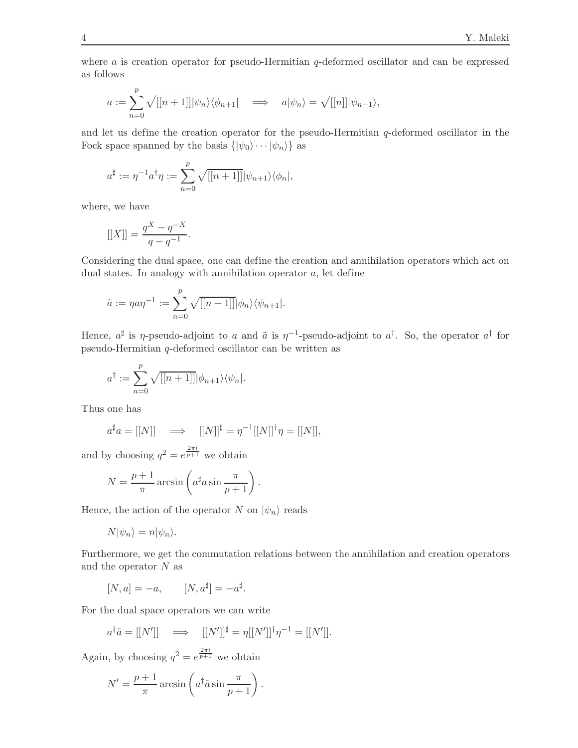where $a$ is creation operator for pseudo-Hermitian $q$-deformed oscillator and can be expressed as follows

$$a := \sum_{n=0}^{p} \sqrt{[[n+1]]}|\psi_n\rangle\langle\phi_{n+1}| \quad \Longrightarrow \quad a|\psi_n\rangle = \sqrt{[[n]]}|\psi_{n-1}\rangle,$$

and let us define the creation operator for the pseudo-Hermitian $q$-deformed oscillator in the Fock space spanned by the basis $\{|\psi_0\rangle \cdots |\psi_n\rangle\}$ as

$$a^\sharp := \eta^{-1}a^\dagger\eta := \sum_{n=0}^{p} \sqrt{[[n+1]]}|\psi_{n+1}\rangle\langle\phi_n|,$$

where, we have

$$[[X]] = \frac{q^X - q^{-X}}{q - q^{-1}}.$$

Considering the dual space, one can define the creation and annihilation operators which act on dual states. In analogy with annihilation operator $a$, let define

$$\tilde{a} := \eta a \eta^{-1} := \sum_{n=0}^{p} \sqrt{[[n+1]]}|\phi_n\rangle\langle\psi_{n+1}|.$$

Hence, $a^\sharp$ is $\eta$-pseudo-adjoint to $a$ and $\tilde{a}$ is $\eta^{-1}$-pseudo-adjoint to $a^\dagger$. So, the operator $a^\dagger$ for pseudo-Hermitian $q$-deformed oscillator can be written as

$$a^\dagger := \sum_{n=0}^{p} \sqrt{[[n+1]]}|\phi_{n+1}\rangle\langle\psi_n|.$$

Thus one has

$$a^\sharp a = [[N]] \quad \Longrightarrow \quad [[N]]^\sharp = \eta^{-1}[[N]]^\dagger\eta = [[N]],$$

and by choosing $q^2 = e^{\frac{2\pi i}{p+1}}$ we obtain

$$N = \frac{p+1}{\pi}\arcsin\left(a^\sharp a \sin\frac{\pi}{p+1}\right).$$

Hence, the action of the operator $N$ on $|\psi_n\rangle$ reads

$$N|\psi_n\rangle = n|\psi_n\rangle.$$

Furthermore, we get the commutation relations between the annihilation and creation operators and the operator $N$ as

$$[N, a] = -a, \qquad [N, a^\sharp] = -a^\sharp.$$

For the dual space operators we can write

$$a^\dagger\tilde{a} = [[N']] \quad \Longrightarrow \quad [[N']]^\sharp = \eta[[N']]^\dagger\eta^{-1} = [[N']].$$

Again, by choosing $q^2 = e^{\frac{2\pi i}{p+1}}$ we obtain

$$N' = \frac{p+1}{\pi}\arcsin\left(a^\dagger\tilde{a}\sin\frac{\pi}{p+1}\right).$$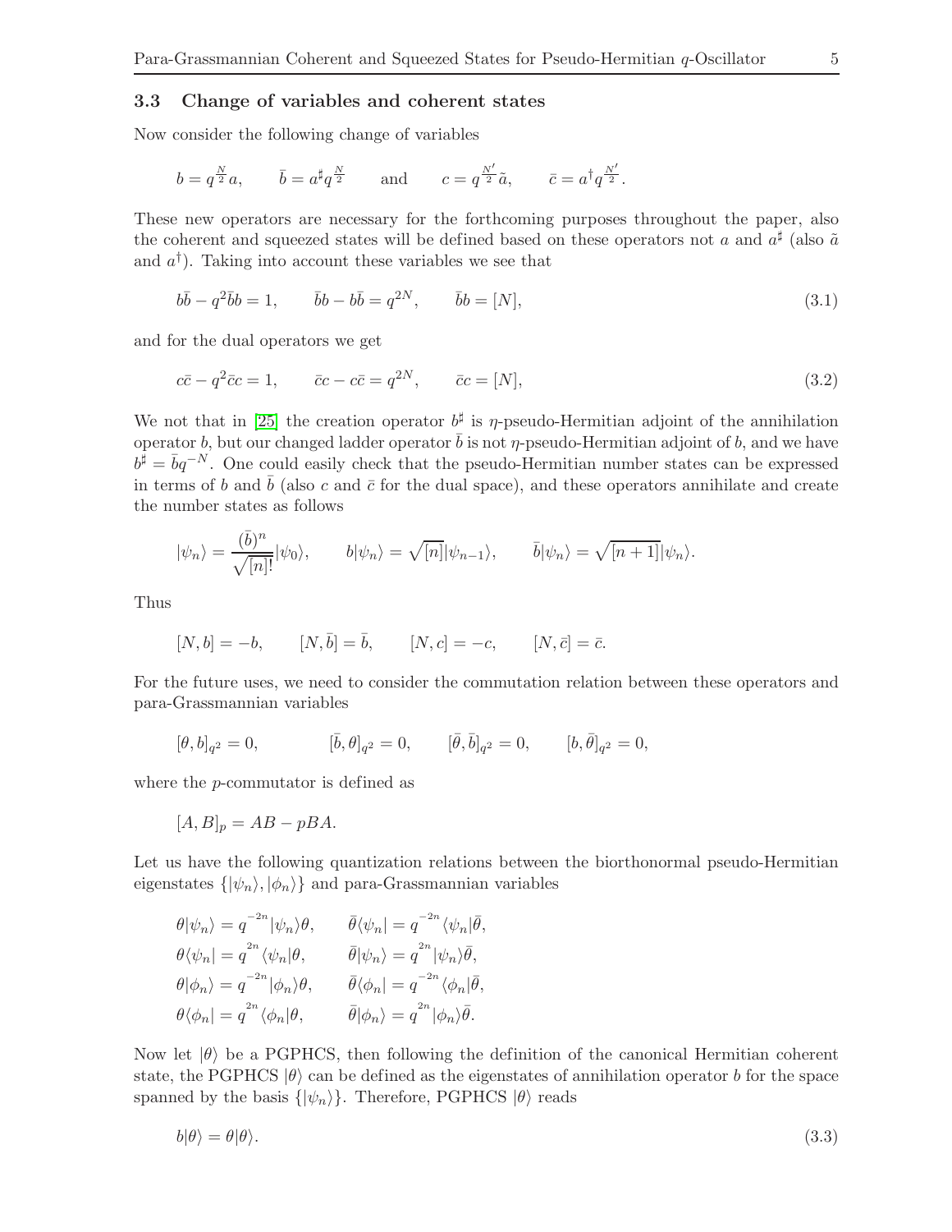### 3.3 Change of variables and coherent states

Now consider the following change of variables

$$b = q^{\frac{N}{2}} a, \qquad \bar{b} = a^{\sharp} q^{\frac{N}{2}} \qquad \text{and} \qquad c = q^{\frac{N'}{2}} \tilde{a}, \qquad \bar{c} = a^{\dagger} q^{\frac{N'}{2}}.$$

These new operators are necessary for the forthcoming purposes throughout the paper, also the coherent and squeezed states will be defined based on these operators not $a$ and $a^{\sharp}$ (also $\tilde{a}$ and $a^{\dagger}$). Taking into account these variables we see that

$$b\bar{b} - q^2 \bar{b} b = 1, \qquad \bar{b}b - b\bar{b} = q^{2N}, \qquad \bar{b}b = [N], \tag{3.1}$$

and for the dual operators we get

$$c\bar{c} - q^2 \bar{c} c = 1, \qquad \bar{c}c - c\bar{c} = q^{2N}, \qquad \bar{c}c = [N], \tag{3.2}$$

We not that in [25] the creation operator $b^{\sharp}$ is $\eta$-pseudo-Hermitian adjoint of the annihilation operator $b$, but our changed ladder operator $\bar{b}$ is not $\eta$-pseudo-Hermitian adjoint of $b$, and we have $b^{\sharp} = \bar{b} q^{-N}$. One could easily check that the pseudo-Hermitian number states can be expressed in terms of $b$ and $\bar{b}$ (also $c$ and $\bar{c}$ for the dual space), and these operators annihilate and create the number states as follows

$$|\psi_n\rangle = \frac{(\bar{b})^n}{\sqrt{[n]!}} |\psi_0\rangle, \qquad b|\psi_n\rangle = \sqrt{[n]} |\psi_{n-1}\rangle, \qquad \bar{b}|\psi_n\rangle = \sqrt{[n+1]} |\psi_n\rangle.$$

Thus

$$[N, b] = -b, \qquad [N, \bar{b}] = \bar{b}, \qquad [N, c] = -c, \qquad [N, \bar{c}] = \bar{c}.$$

For the future uses, we need to consider the commutation relation between these operators and para-Grassmannian variables

$$[\theta, b]_{q^2} = 0, \qquad [\bar{b}, \theta]_{q^2} = 0, \qquad [\bar{\theta}, \bar{b}]_{q^2} = 0, \qquad [b, \bar{\theta}]_{q^2} = 0,$$

where the $p$-commutator is defined as

$$[A, B]_p = AB - pBA.$$

Let us have the following quantization relations between the biorthonormal pseudo-Hermitian eigenstates $\{|\psi_n\rangle, |\phi_n\rangle\}$ and para-Grassmannian variables

$$\begin{aligned}
\theta|\psi_n\rangle &= q^{-2n} |\psi_n\rangle \theta, \qquad & \bar{\theta}\langle\psi_n| &= q^{-2n} \langle\psi_n|\bar{\theta}, \\
\theta\langle\psi_n| &= q^{2n} \langle\psi_n|\theta, \qquad & \bar{\theta}|\psi_n\rangle &= q^{2n} |\psi_n\rangle\bar{\theta}, \\
\theta|\phi_n\rangle &= q^{-2n} |\phi_n\rangle \theta, \qquad & \bar{\theta}\langle\phi_n| &= q^{-2n} \langle\phi_n|\bar{\theta}, \\
\theta\langle\phi_n| &= q^{2n} \langle\phi_n|\theta, \qquad & \bar{\theta}|\phi_n\rangle &= q^{2n} |\phi_n\rangle\bar{\theta}.
\end{aligned}$$

Now let $|\theta\rangle$ be a PGPHCS, then following the definition of the canonical Hermitian coherent state, the PGPHCS $|\theta\rangle$ can be defined as the eigenstates of annihilation operator $b$ for the space spanned by the basis $\{|\psi_n\rangle\}$. Therefore, PGPHCS $|\theta\rangle$ reads

$$b|\theta\rangle = \theta|\theta\rangle. \tag{3.3}$$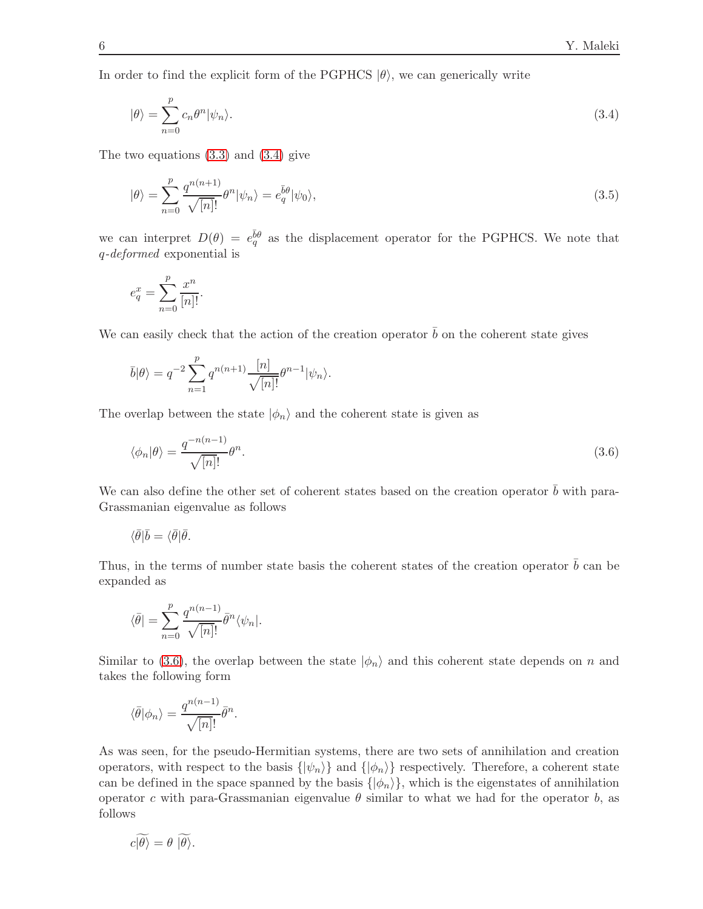In order to find the explicit form of the PGPHCS $|\theta\rangle$, we can generically write

$$|\theta\rangle = \sum_{n=0}^{p} c_n \theta^n |\psi_n\rangle. \tag{3.4}$$

The two equations (3.3) and (3.4) give

$$|\theta\rangle = \sum_{n=0}^{p} \frac{q^{n(n+1)}}{\sqrt{[n]!}} \theta^n |\psi_n\rangle = e_q^{\bar{b}\theta} |\psi_0\rangle, \tag{3.5}$$

we can interpret $D(\theta) = e_q^{\bar{b}\theta}$ as the displacement operator for the PGPHCS. We note that *q-deformed* exponential is

$$e_q^x = \sum_{n=0}^{p} \frac{x^n}{[n]!}.$$

We can easily check that the action of the creation operator $\bar{b}$ on the coherent state gives

$$\bar{b}|\theta\rangle = q^{-2} \sum_{n=1}^{p} q^{n(n+1)} \frac{[n]}{\sqrt{[n]!}} \theta^{n-1} |\psi_n\rangle.$$

The overlap between the state $|\phi_n\rangle$ and the coherent state is given as

$$\langle \phi_n | \theta \rangle = \frac{q^{-n(n-1)}}{\sqrt{[n]!}} \theta^n. \tag{3.6}$$

We can also define the other set of coherent states based on the creation operator $\bar{b}$ with para-Grassmanian eigenvalue as follows

$$\langle \bar{\theta} | \bar{b} = \langle \bar{\theta} | \bar{\theta}.$$

Thus, in the terms of number state basis the coherent states of the creation operator $\bar{b}$ can be expanded as

$$\langle \bar{\theta} | = \sum_{n=0}^{p} \frac{q^{n(n-1)}}{\sqrt{[n]!}} \bar{\theta}^n \langle \psi_n |.$$

Similar to (3.6), the overlap between the state $|\phi_n\rangle$ and this coherent state depends on $n$ and takes the following form

$$\langle \bar{\theta} | \phi_n \rangle = \frac{q^{n(n-1)}}{\sqrt{[n]!}} \bar{\theta}^n.$$

As was seen, for the pseudo-Hermitian systems, there are two sets of annihilation and creation operators, with respect to the basis $\{|\psi_n\rangle\}$ and $\{|\phi_n\rangle\}$ respectively. Therefore, a coherent state can be defined in the space spanned by the basis $\{|\phi_n\rangle\}$, which is the eigenstates of annihilation operator $c$ with para-Grassmanian eigenvalue $\theta$ similar to what we had for the operator $b$, as follows

$$c|\widetilde{\theta}\rangle = \theta \; |\widetilde{\theta}\rangle.$$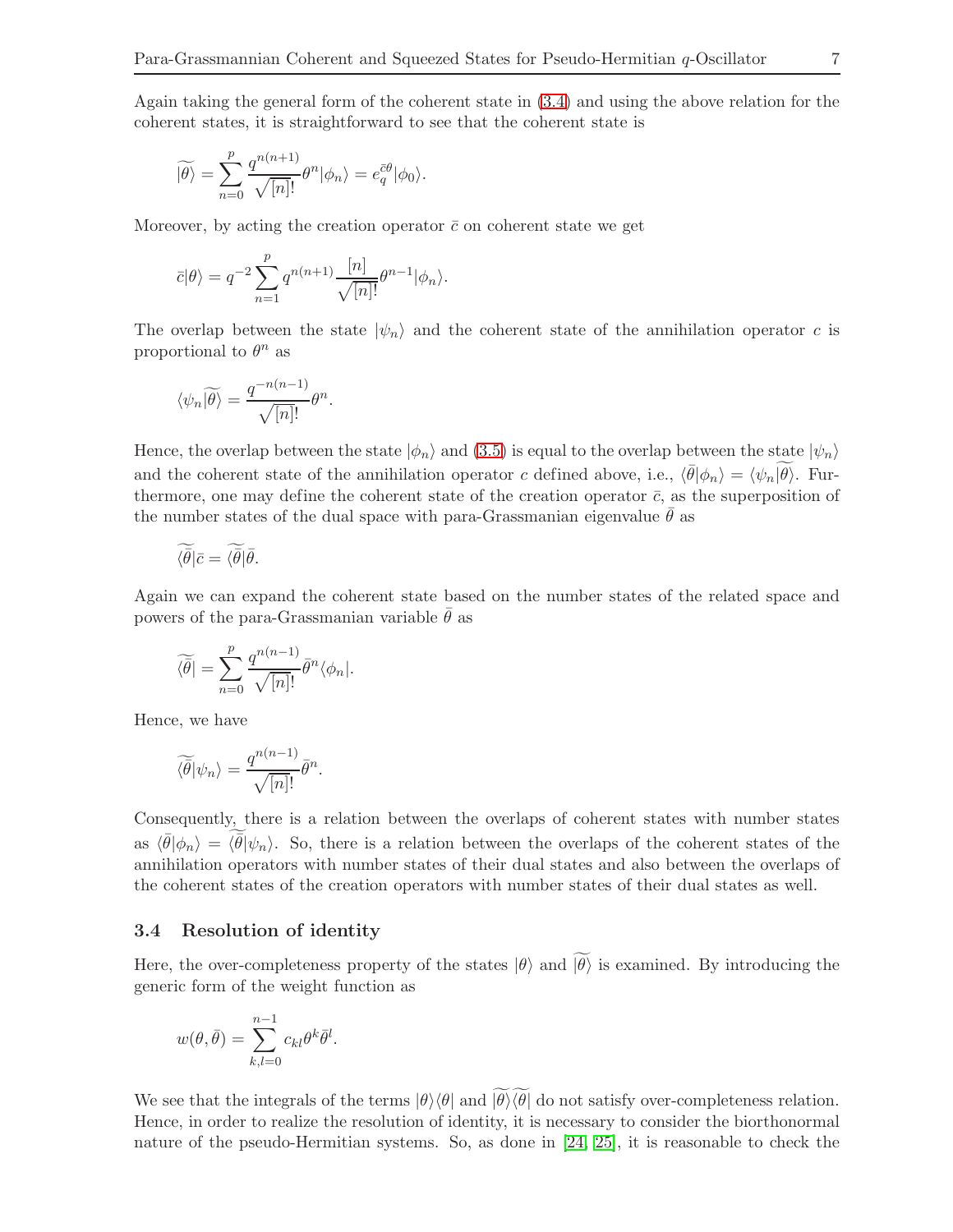Again taking the general form of the coherent state in (3.4) and using the above relation for the coherent states, it is straightforward to see that the coherent state is

$$\widetilde{|\theta\rangle} = \sum_{n=0}^{p} \frac{q^{n(n+1)}}{\sqrt{[n]!}} \theta^n |\phi_n\rangle = e_q^{\bar{c}\theta} |\phi_0\rangle.$$

Moreover, by acting the creation operator $\bar{c}$ on coherent state we get

$$\bar{c}|\theta\rangle = q^{-2} \sum_{n=1}^{p} q^{n(n+1)} \frac{[n]}{\sqrt{[n]!}} \theta^{n-1} |\phi_n\rangle.$$

The overlap between the state $|\psi_n\rangle$ and the coherent state of the annihilation operator $c$ is proportional to $\theta^n$ as

$$\langle \psi_n \widetilde{|\theta\rangle} = \frac{q^{-n(n-1)}}{\sqrt{[n]!}} \theta^n.$$

Hence, the overlap between the state $|\phi_n\rangle$ and (3.5) is equal to the overlap between the state $|\psi_n\rangle$ and the coherent state of the annihilation operator $c$ defined above, i.e., $\langle \bar{\theta}|\phi_n\rangle = \langle \psi_n \widetilde{|\theta\rangle}$. Furthermore, one may define the coherent state of the creation operator $\bar{c}$, as the superposition of the number states of the dual space with para-Grassmanian eigenvalue $\bar{\theta}$ as

$$\widetilde{\langle \bar{\theta}|} \bar{c} = \widetilde{\langle \bar{\theta}|} \bar{\theta}.$$

Again we can expand the coherent state based on the number states of the related space and powers of the para-Grassmanian variable $\bar{\theta}$ as

$$\widetilde{\langle \bar{\theta}|} = \sum_{n=0}^{p} \frac{q^{n(n-1)}}{\sqrt{[n]!}} \bar{\theta}^n \langle \phi_n|.$$

Hence, we have

$$\widetilde{\langle \bar{\theta}|} \psi_n\rangle = \frac{q^{n(n-1)}}{\sqrt{[n]!}} \bar{\theta}^n.$$

Consequently, there is a relation between the overlaps of coherent states with number states as $\langle \bar{\theta}|\phi_n\rangle = \widetilde{\langle \bar{\theta}|} \psi_n\rangle$. So, there is a relation between the overlaps of the coherent states of the annihilation operators with number states of their dual states and also between the overlaps of the coherent states of the creation operators with number states of their dual states as well.

### 3.4 Resolution of identity

Here, the over-completeness property of the states $|\theta\rangle$ and $\widetilde{|\theta\rangle}$ is examined. By introducing the generic form of the weight function as

$$w(\theta, \bar{\theta}) = \sum_{k,l=0}^{n-1} c_{kl} \theta^k \bar{\theta}^l.$$

We see that the integrals of the terms $|\theta\rangle\langle\theta|$ and $\widetilde{|\theta\rangle}\widetilde{\langle\theta|}$ do not satisfy over-completeness relation. Hence, in order to realize the resolution of identity, it is necessary to consider the biorthonormal nature of the pseudo-Hermitian systems. So, as done in [24, 25], it is reasonable to check the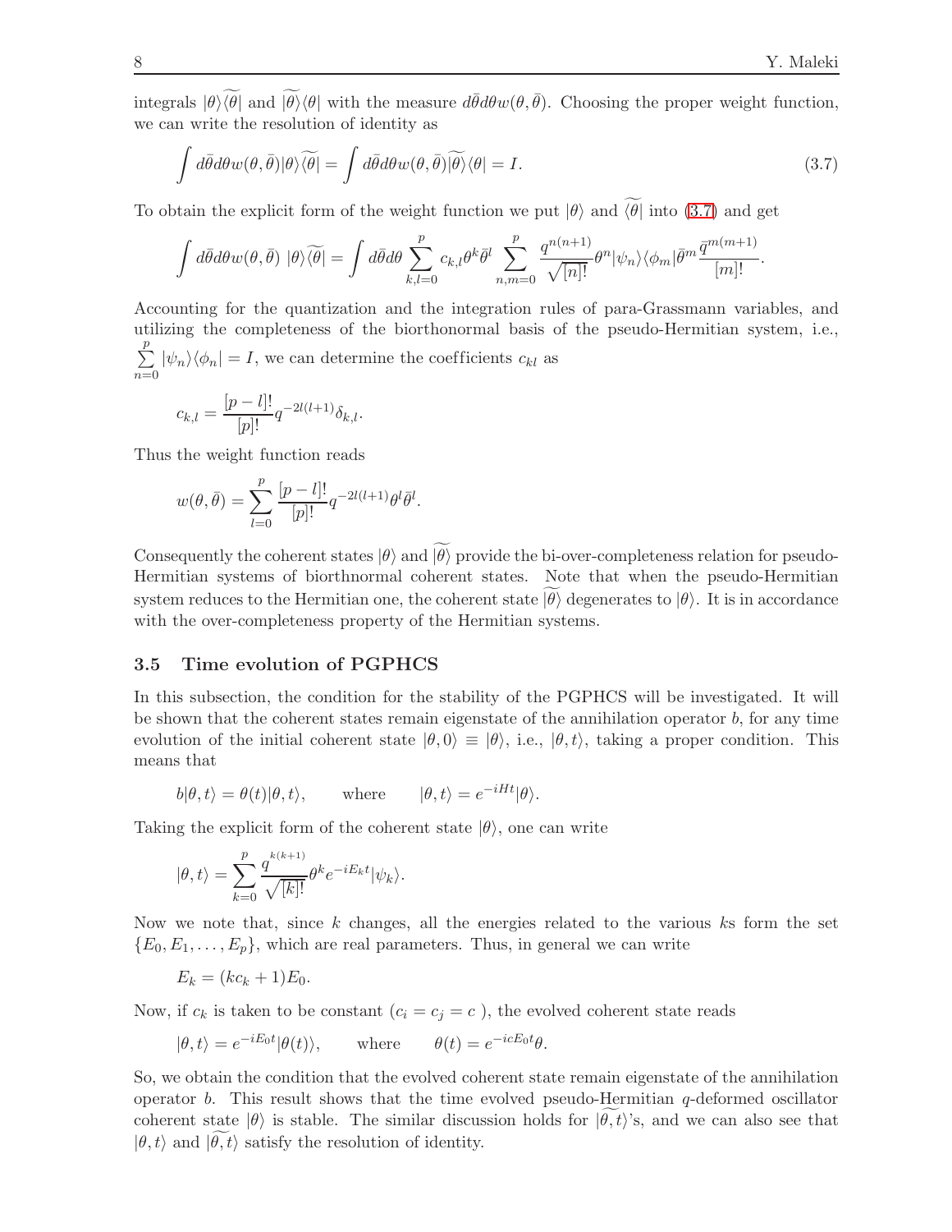integrals $|\theta\rangle\widetilde{\langle\theta|}$ and $\widetilde{|\theta\rangle}\langle\theta|$ with the measure $d\bar{\theta}d\theta w(\theta,\bar{\theta})$. Choosing the proper weight function, we can write the resolution of identity as

$$\int d\bar{\theta}d\theta w(\theta,\bar{\theta})|\theta\rangle\widetilde{\langle\theta|} = \int d\bar{\theta}d\theta w(\theta,\bar{\theta})\widetilde{|\theta\rangle}\langle\theta| = I. \tag{3.7}$$

To obtain the explicit form of the weight function we put $|\theta\rangle$ and $\widetilde{\langle\theta|}$ into (3.7) and get

$$\int d\bar{\theta}d\theta w(\theta,\bar{\theta})\ |\theta\rangle\widetilde{\langle\theta|} = \int d\bar{\theta}d\theta \sum_{k,l=0}^{p} c_{k,l}\theta^k\bar{\theta}^l \sum_{n,m=0}^{p} \frac{q^{n(n+1)}}{\sqrt{[n]!}}\theta^n|\psi_n\rangle\langle\phi_m|\bar{\theta}^m\frac{\bar{q}^{m(m+1)}}{[m]!}.$$

Accounting for the quantization and the integration rules of para-Grassmann variables, and utilizing the completeness of the biorthonormal basis of the pseudo-Hermitian system, i.e., $\sum\limits_{n=0}^{p}|\psi_n\rangle\langle\phi_n| = I$, we can determine the coefficients $c_{kl}$ as

$$c_{k,l} = \frac{[p-l]!}{[p]!}q^{-2l(l+1)}\delta_{k,l}.$$

Thus the weight function reads

$$w(\theta,\bar{\theta}) = \sum_{l=0}^{p}\frac{[p-l]!}{[p]!}q^{-2l(l+1)}\theta^l\bar{\theta}^l.$$

Consequently the coherent states $|\theta\rangle$ and $\widetilde{|\theta\rangle}$ provide the bi-over-completeness relation for pseudo-Hermitian systems of biorthnormal coherent states. Note that when the pseudo-Hermitian system reduces to the Hermitian one, the coherent state $\widetilde{|\theta\rangle}$ degenerates to $|\theta\rangle$. It is in accordance with the over-completeness property of the Hermitian systems.

### 3.5 Time evolution of PGPHCS

In this subsection, the condition for the stability of the PGPHCS will be investigated. It will be shown that the coherent states remain eigenstate of the annihilation operator $b$, for any time evolution of the initial coherent state $|\theta,0\rangle \equiv |\theta\rangle$, i.e., $|\theta,t\rangle$, taking a proper condition. This means that

$$b|\theta,t\rangle = \theta(t)|\theta,t\rangle, \qquad \text{where} \qquad |\theta,t\rangle = e^{-iHt}|\theta\rangle.$$

Taking the explicit form of the coherent state $|\theta\rangle$, one can write

$$|\theta,t\rangle = \sum_{k=0}^{p}\frac{q^{k(k+1)}}{\sqrt{[k]!}}\theta^k e^{-iE_kt}|\psi_k\rangle.$$

Now we note that, since $k$ changes, all the energies related to the various $k$s form the set $\{E_0,E_1,\ldots,E_p\}$, which are real parameters. Thus, in general we can write

$$E_k = (kc_k+1)E_0.$$

Now, if $c_k$ is taken to be constant ($c_i = c_j = c$ ), the evolved coherent state reads

$$|\theta,t\rangle = e^{-iE_0t}|\theta(t)\rangle, \qquad \text{where} \qquad \theta(t) = e^{-icE_0t}\theta.$$

So, we obtain the condition that the evolved coherent state remain eigenstate of the annihilation operator $b$. This result shows that the time evolved pseudo-Hermitian $q$-deformed oscillator coherent state $|\theta\rangle$ is stable. The similar discussion holds for $\widetilde{|\theta,t\rangle}$'s, and we can also see that $|\theta,t\rangle$ and $\widetilde{|\theta,t\rangle}$ satisfy the resolution of identity.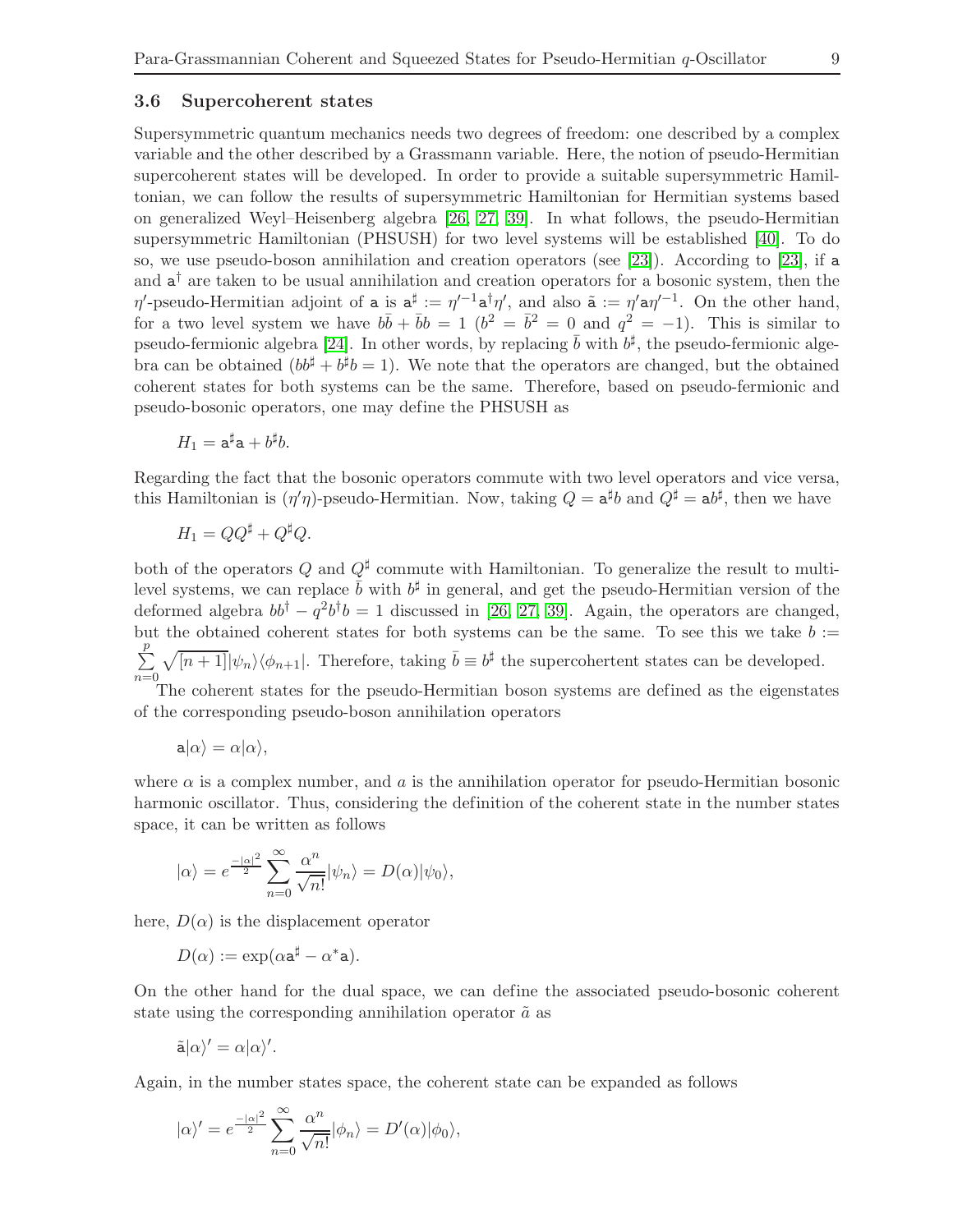### 3.6 Supercoherent states

Supersymmetric quantum mechanics needs two degrees of freedom: one described by a complex variable and the other described by a Grassmann variable. Here, the notion of pseudo-Hermitian supercoherent states will be developed. In order to provide a suitable supersymmetric Hamiltonian, we can follow the results of supersymmetric Hamiltonian for Hermitian systems based on generalized Weyl–Heisenberg algebra [26, 27, 39]. In what follows, the pseudo-Hermitian supersymmetric Hamiltonian (PHSUSH) for two level systems will be established [40]. To do so, we use pseudo-boson annihilation and creation operators (see [23]). According to [23], if $\mathsf{a}$ and $\mathsf{a}^\dagger$ are taken to be usual annihilation and creation operators for a bosonic system, then the $\eta'$-pseudo-Hermitian adjoint of $\mathsf{a}$ is $\mathsf{a}^\sharp := \eta'^{-1}\mathsf{a}^\dagger\eta'$, and also $\tilde{\mathsf{a}} := \eta'\mathsf{a}\eta'^{-1}$. On the other hand, for a two level system we have $b\bar{b} + \bar{b}b = 1$ ($b^2 = \bar{b}^2 = 0$ and $q^2 = -1$). This is similar to pseudo-fermionic algebra [24]. In other words, by replacing $\bar{b}$ with $b^\sharp$, the pseudo-fermionic algebra can be obtained ($bb^\sharp + b^\sharp b = 1$). We note that the operators are changed, but the obtained coherent states for both systems can be the same. Therefore, based on pseudo-fermionic and pseudo-bosonic operators, one may define the PHSUSH as

$$H_1 = \mathsf{a}^\sharp\mathsf{a} + b^\sharp b.$$

Regarding the fact that the bosonic operators commute with two level operators and vice versa, this Hamiltonian is $(\eta'\eta)$-pseudo-Hermitian. Now, taking $Q = \mathsf{a}^\sharp b$ and $Q^\sharp = \mathsf{a}b^\sharp$, then we have

$$H_1 = QQ^\sharp + Q^\sharp Q.$$

both of the operators $Q$ and $Q^\sharp$ commute with Hamiltonian. To generalize the result to multi-level systems, we can replace $\bar{b}$ with $b^\sharp$ in general, and get the pseudo-Hermitian version of the deformed algebra $bb^\dagger - q^2b^\dagger b = 1$ discussed in [26, 27, 39]. Again, the operators are changed, but the obtained coherent states for both systems can be the same. To see this we take $b := \sum_{n=0}^{p}\sqrt{[n+1]}|\psi_n\rangle\langle\phi_{n+1}|$. Therefore, taking $\bar{b} \equiv b^\sharp$ the supercohertent states can be developed.

The coherent states for the pseudo-Hermitian boson systems are defined as the eigenstates of the corresponding pseudo-boson annihilation operators

$$\mathsf{a}|\alpha\rangle = \alpha|\alpha\rangle,$$

where $\alpha$ is a complex number, and $a$ is the annihilation operator for pseudo-Hermitian bosonic harmonic oscillator. Thus, considering the definition of the coherent state in the number states space, it can be written as follows

$$|\alpha\rangle = e^{\frac{-|\alpha|^2}{2}}\sum_{n=0}^{\infty}\frac{\alpha^n}{\sqrt{n!}}|\psi_n\rangle = D(\alpha)|\psi_0\rangle,$$

here, $D(\alpha)$ is the displacement operator

$$D(\alpha) := \exp(\alpha\mathsf{a}^\sharp - \alpha^*\mathsf{a}).$$

On the other hand for the dual space, we can define the associated pseudo-bosonic coherent state using the corresponding annihilation operator $\tilde{a}$ as

$$\tilde{\mathsf{a}}|\alpha\rangle' = \alpha|\alpha\rangle'.$$

Again, in the number states space, the coherent state can be expanded as follows

$$|\alpha\rangle' = e^{\frac{-|\alpha|^2}{2}}\sum_{n=0}^{\infty}\frac{\alpha^n}{\sqrt{n!}}|\phi_n\rangle = D'(\alpha)|\phi_0\rangle,$$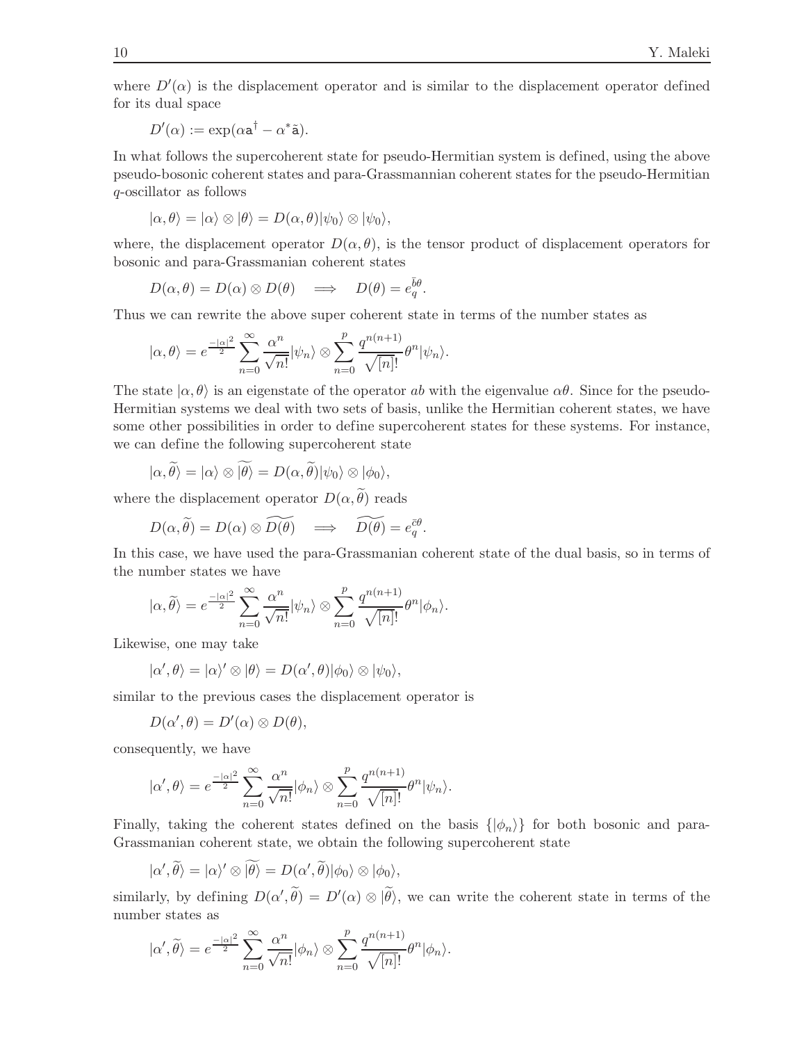where $D'(\alpha)$ is the displacement operator and is similar to the displacement operator defined for its dual space

$$D'(\alpha) := \exp(\alpha \mathsf{a}^\dagger - \alpha^* \tilde{\mathsf{a}}).$$

In what follows the supercoherent state for pseudo-Hermitian system is defined, using the above pseudo-bosonic coherent states and para-Grassmannian coherent states for the pseudo-Hermitian $q$-oscillator as follows

$$|\alpha, \theta\rangle = |\alpha\rangle \otimes |\theta\rangle = D(\alpha, \theta)|\psi_0\rangle \otimes |\psi_0\rangle,$$

where, the displacement operator $D(\alpha, \theta)$, is the tensor product of displacement operators for bosonic and para-Grassmanian coherent states

$$D(\alpha, \theta) = D(\alpha) \otimes D(\theta) \quad \Longrightarrow \quad D(\theta) = e_q^{\bar{b}\theta}.$$

Thus we can rewrite the above super coherent state in terms of the number states as

$$|\alpha, \theta\rangle = e^{\frac{-|\alpha|^2}{2}} \sum_{n=0}^{\infty} \frac{\alpha^n}{\sqrt{n!}} |\psi_n\rangle \otimes \sum_{n=0}^{p} \frac{q^{n(n+1)}}{\sqrt{[n]!}} \theta^n |\psi_n\rangle.$$

The state $|\alpha, \theta\rangle$ is an eigenstate of the operator $ab$ with the eigenvalue $\alpha\theta$. Since for the pseudo-Hermitian systems we deal with two sets of basis, unlike the Hermitian coherent states, we have some other possibilities in order to define supercoherent states for these systems. For instance, we can define the following supercoherent state

$$|\alpha, \widetilde{\theta}\rangle = |\alpha\rangle \otimes \widetilde{|\theta\rangle} = D(\alpha, \widetilde{\theta})|\psi_0\rangle \otimes |\phi_0\rangle,$$

where the displacement operator $D(\alpha, \widetilde{\theta})$ reads

$$D(\alpha, \widetilde{\theta}) = D(\alpha) \otimes \widetilde{D(\theta)} \quad \Longrightarrow \quad \widetilde{D(\theta)} = e_q^{\bar{c}\theta}.$$

In this case, we have used the para-Grassmanian coherent state of the dual basis, so in terms of the number states we have

$$|\alpha, \widetilde{\theta}\rangle = e^{\frac{-|\alpha|^2}{2}} \sum_{n=0}^{\infty} \frac{\alpha^n}{\sqrt{n!}} |\psi_n\rangle \otimes \sum_{n=0}^{p} \frac{q^{n(n+1)}}{\sqrt{[n]!}} \theta^n |\phi_n\rangle.$$

Likewise, one may take

$$|\alpha', \theta\rangle = |\alpha\rangle' \otimes |\theta\rangle = D(\alpha', \theta)|\phi_0\rangle \otimes |\psi_0\rangle,$$

similar to the previous cases the displacement operator is

$$D(\alpha', \theta) = D'(\alpha) \otimes D(\theta),$$

consequently, we have

$$|\alpha', \theta\rangle = e^{\frac{-|\alpha|^2}{2}} \sum_{n=0}^{\infty} \frac{\alpha^n}{\sqrt{n!}} |\phi_n\rangle \otimes \sum_{n=0}^{p} \frac{q^{n(n+1)}}{\sqrt{[n]!}} \theta^n |\psi_n\rangle.$$

Finally, taking the coherent states defined on the basis $\{|\phi_n\rangle\}$ for both bosonic and para-Grassmanian coherent state, we obtain the following supercoherent state

$$|\alpha', \widetilde{\theta}\rangle = |\alpha\rangle' \otimes \widetilde{|\theta\rangle} = D(\alpha', \widetilde{\theta})|\phi_0\rangle \otimes |\phi_0\rangle,$$

similarly, by defining $D(\alpha', \widetilde{\theta}) = D'(\alpha) \otimes |\widetilde{\theta}\rangle$, we can write the coherent state in terms of the number states as

$$|\alpha', \widetilde{\theta}\rangle = e^{\frac{-|\alpha|^2}{2}} \sum_{n=0}^{\infty} \frac{\alpha^n}{\sqrt{n!}} |\phi_n\rangle \otimes \sum_{n=0}^{p} \frac{q^{n(n+1)}}{\sqrt{[n]!}} \theta^n |\phi_n\rangle.$$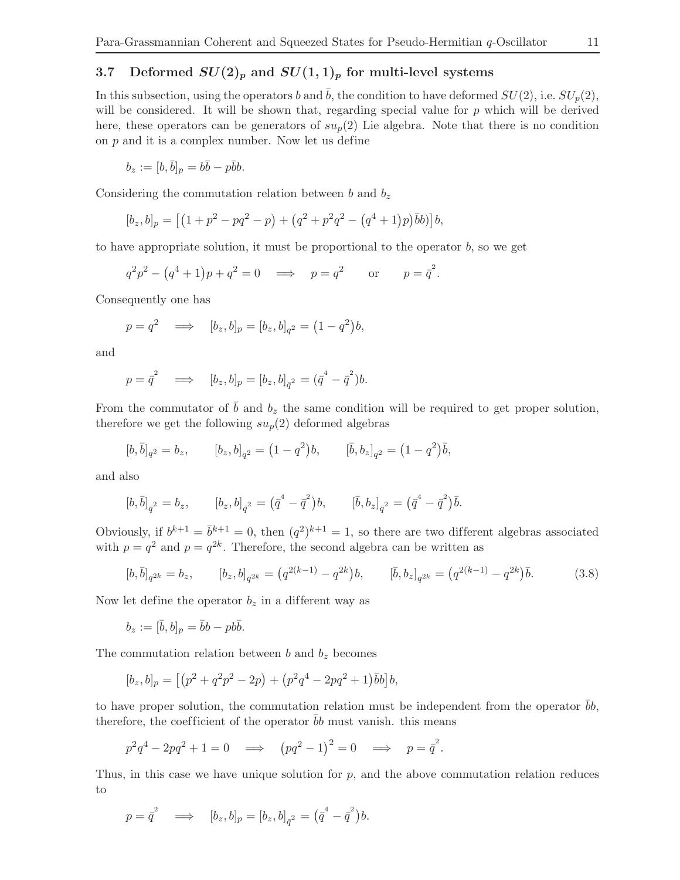### 3.7 Deformed $SU(2)_p$ and $SU(1,1)_p$ for multi-level systems

In this subsection, using the operators $b$ and $\bar{b}$, the condition to have deformed $SU(2)$, i.e. $SU_p(2)$, will be considered. It will be shown that, regarding special value for $p$ which will be derived here, these operators can be generators of $su_p(2)$ Lie algebra. Note that there is no condition on $p$ and it is a complex number. Now let us define

$$b_z := [b, \bar{b}]_p = b\bar{b} - p\bar{b}b.$$

Considering the commutation relation between $b$ and $b_z$

$$[b_z, b]_p = \left[\left(1 + p^2 - pq^2 - p\right) + \left(q^2 + p^2q^2 - \left(q^4 + 1\right)p\right)\bar{b}b)\right]b,$$

to have appropriate solution, it must be proportional to the operator $b$, so we get

$$q^2p^2 - \left(q^4 + 1\right)p + q^2 = 0 \quad \Longrightarrow \quad p = q^2 \qquad \text{or} \qquad p = \bar{q}^2.$$

Consequently one has

$$p = q^2 \quad \Longrightarrow \quad [b_z, b]_p = [b_z, b]_{q^2} = \left(1 - q^2\right)b,$$

and

$$p = \bar{q}^2 \quad \Longrightarrow \quad [b_z, b]_p = [b_z, b]_{\bar{q}^2} = (\bar{q}^4 - \bar{q}^2)b.$$

From the commutator of $\bar{b}$ and $b_z$ the same condition will be required to get proper solution, therefore we get the following $su_p(2)$ deformed algebras

$$[b, \bar{b}]_{q^2} = b_z, \qquad [b_z, b]_{q^2} = \left(1 - q^2\right)b, \qquad [\bar{b}, b_z]_{q^2} = \left(1 - q^2\right)\bar{b},$$

and also

$$[b, \bar{b}]_{\bar{q}^2} = b_z, \qquad [b_z, b]_{\bar{q}^2} = \left(\bar{q}^4 - \bar{q}^2\right)b, \qquad [\bar{b}, b_z]_{\bar{q}^2} = \left(\bar{q}^4 - \bar{q}^2\right)\bar{b}.$$

Obviously, if $b^{k+1} = \bar{b}^{k+1} = 0$, then $(q^2)^{k+1} = 1$, so there are two different algebras associated with $p = q^2$ and $p = q^{2k}$. Therefore, the second algebra can be written as

$$[b, \bar{b}]_{q^{2k}} = b_z, \qquad [b_z, b]_{q^{2k}} = \left(q^{2(k-1)} - q^{2k}\right)b, \qquad [\bar{b}, b_z]_{q^{2k}} = \left(q^{2(k-1)} - q^{2k}\right)\bar{b}. \tag{3.8}$$

Now let define the operator $b_z$ in a different way as

$$b_z := [\bar{b}, b]_p = \bar{b}b - pb\bar{b}.$$

The commutation relation between $b$ and $b_z$ becomes

$$[b_z, b]_p = \left[\left(p^2 + q^2p^2 - 2p\right) + \left(p^2q^4 - 2pq^2 + 1\right)\bar{b}b\right]b,$$

to have proper solution, the commutation relation must be independent from the operator $\bar{b}b$, therefore, the coefficient of the operator $\bar{b}b$ must vanish. this means

$$p^2q^4 - 2pq^2 + 1 = 0 \quad \Longrightarrow \quad \left(pq^2 - 1\right)^2 = 0 \quad \Longrightarrow \quad p = \bar{q}^2.$$

Thus, in this case we have unique solution for $p$, and the above commutation relation reduces to

$$p = \bar{q}^2 \quad \Longrightarrow \quad [b_z, b]_p = [b_z, b]_{\bar{q}^2} = \left(\bar{q}^4 - \bar{q}^2\right)b.$$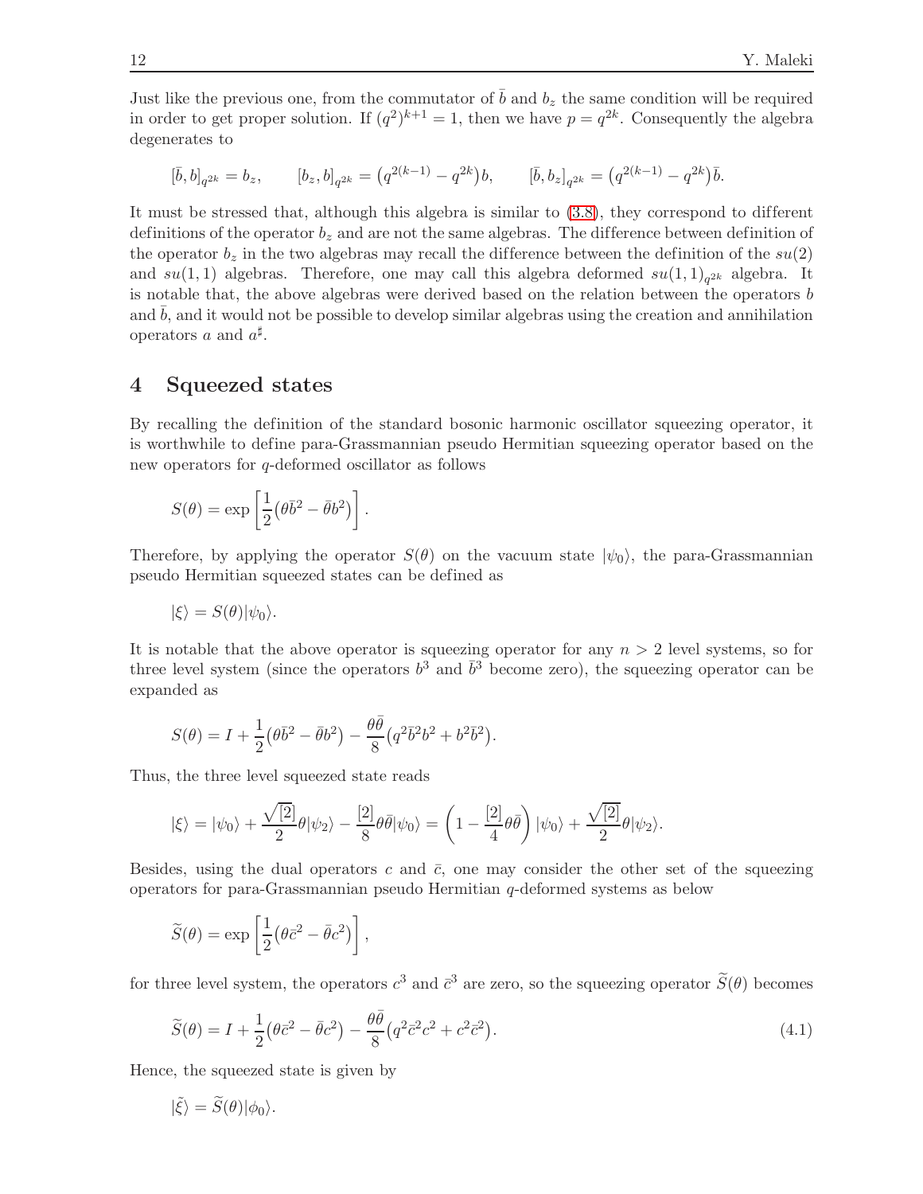Just like the previous one, from the commutator of $\bar{b}$ and $b_z$ the same condition will be required in order to get proper solution. If $(q^2)^{k+1} = 1$, then we have $p = q^{2k}$. Consequently the algebra degenerates to

$$[\bar{b}, b]_{q^{2k}} = b_z, \qquad [b_z, b]_{q^{2k}} = \big(q^{2(k-1)} - q^{2k}\big) b, \qquad [\bar{b}, b_z]_{q^{2k}} = \big(q^{2(k-1)} - q^{2k}\big) \bar{b}.$$

It must be stressed that, although this algebra is similar to (3.8), they correspond to different definitions of the operator $b_z$ and are not the same algebras. The difference between definition of the operator $b_z$ in the two algebras may recall the difference between the definition of the $su(2)$ and $su(1,1)$ algebras. Therefore, one may call this algebra deformed $su(1,1)_{q^{2k}}$ algebra. It is notable that, the above algebras were derived based on the relation between the operators $b$ and $\bar{b}$, and it would not be possible to develop similar algebras using the creation and annihilation operators $a$ and $a^\sharp$.

# 4 Squeezed states

By recalling the definition of the standard bosonic harmonic oscillator squeezing operator, it is worthwhile to define para-Grassmannian pseudo Hermitian squeezing operator based on the new operators for $q$-deformed oscillator as follows

$$S(\theta) = \exp\left[\frac{1}{2}\big(\theta \bar{b}^2 - \bar{\theta} b^2\big)\right].$$

Therefore, by applying the operator $S(\theta)$ on the vacuum state $|\psi_0\rangle$, the para-Grassmannian pseudo Hermitian squeezed states can be defined as

$$|\xi\rangle = S(\theta)|\psi_0\rangle.$$

It is notable that the above operator is squeezing operator for any $n > 2$ level systems, so for three level system (since the operators $b^3$ and $\bar{b}^3$ become zero), the squeezing operator can be expanded as

$$S(\theta) = I + \frac{1}{2}\big(\theta \bar{b}^2 - \bar{\theta} b^2\big) - \frac{\theta\bar{\theta}}{8}\big(q^2 \bar{b}^2 b^2 + b^2 \bar{b}^2\big).$$

Thus, the three level squeezed state reads

$$|\xi\rangle = |\psi_0\rangle + \frac{\sqrt{[2]}}{2}\theta|\psi_2\rangle - \frac{[2]}{8}\theta\bar{\theta}|\psi_0\rangle = \left(1 - \frac{[2]}{4}\theta\bar{\theta}\right)|\psi_0\rangle + \frac{\sqrt{[2]}}{2}\theta|\psi_2\rangle.$$

Besides, using the dual operators $c$ and $\bar{c}$, one may consider the other set of the squeezing operators for para-Grassmannian pseudo Hermitian $q$-deformed systems as below

$$\widetilde{S}(\theta) = \exp\left[\frac{1}{2}\big(\theta \bar{c}^2 - \bar{\theta} c^2\big)\right],$$

for three level system, the operators $c^3$ and $\bar{c}^3$ are zero, so the squeezing operator $\widetilde{S}(\theta)$ becomes

$$\widetilde{S}(\theta) = I + \frac{1}{2}\big(\theta \bar{c}^2 - \bar{\theta} c^2\big) - \frac{\theta\bar{\theta}}{8}\big(q^2 \bar{c}^2 c^2 + c^2 \bar{c}^2\big). \tag{4.1}$$

Hence, the squeezed state is given by

$$|\tilde{\xi}\rangle = \widetilde{S}(\theta)|\phi_0\rangle.$$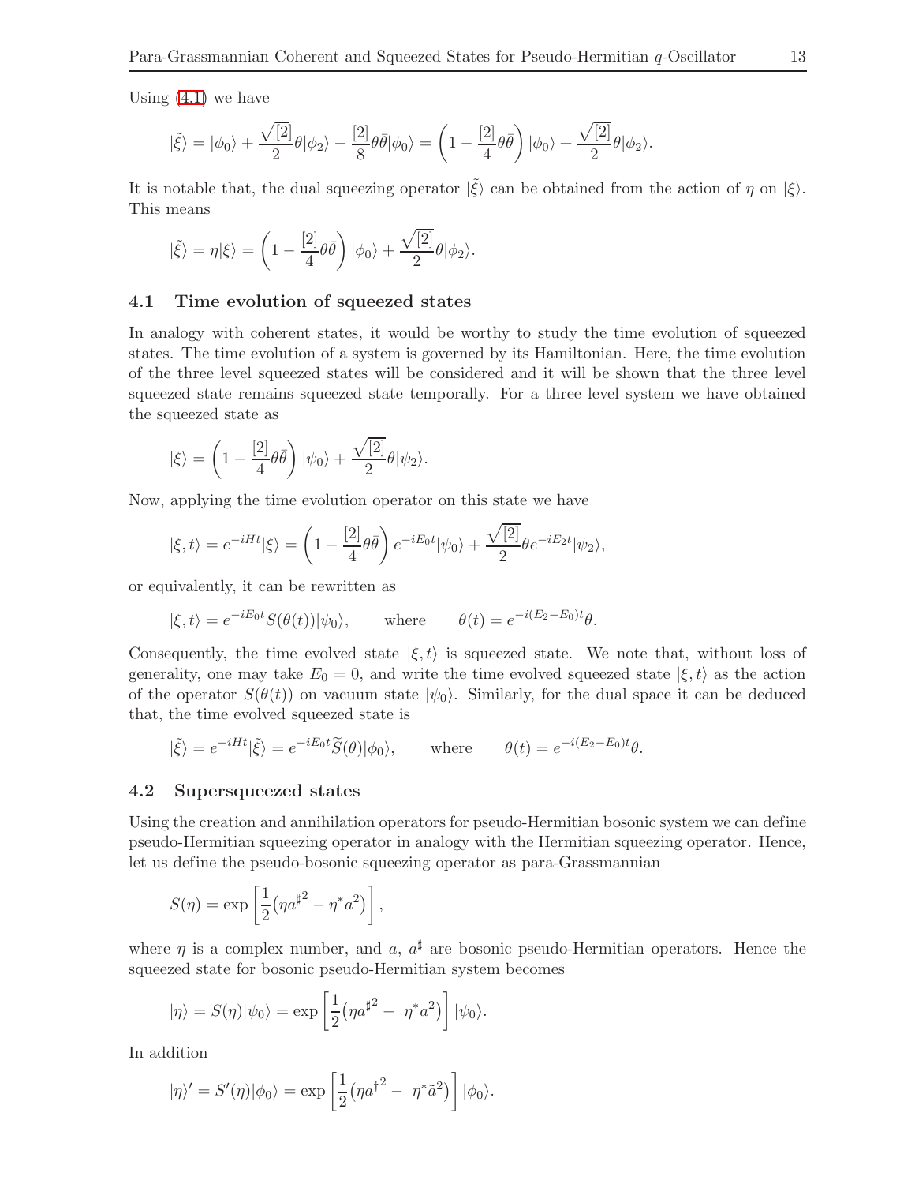Using (4.1) we have

$$|\tilde{\xi}\rangle = |\phi_0\rangle + \frac{\sqrt{[2]}}{2}\theta|\phi_2\rangle - \frac{[2]}{8}\theta\bar{\theta}|\phi_0\rangle = \left(1 - \frac{[2]}{4}\theta\bar{\theta}\right)|\phi_0\rangle + \frac{\sqrt{[2]}}{2}\theta|\phi_2\rangle.$$

It is notable that, the dual squeezing operator $|\tilde{\xi}\rangle$ can be obtained from the action of $\eta$ on $|\xi\rangle$. This means

$$|\tilde{\xi}\rangle = \eta|\xi\rangle = \left(1 - \frac{[2]}{4}\theta\bar{\theta}\right)|\phi_0\rangle + \frac{\sqrt{[2]}}{2}\theta|\phi_2\rangle.$$

### 4.1 Time evolution of squeezed states

In analogy with coherent states, it would be worthy to study the time evolution of squeezed states. The time evolution of a system is governed by its Hamiltonian. Here, the time evolution of the three level squeezed states will be considered and it will be shown that the three level squeezed state remains squeezed state temporally. For a three level system we have obtained the squeezed state as

$$|\xi\rangle = \left(1 - \frac{[2]}{4}\theta\bar{\theta}\right)|\psi_0\rangle + \frac{\sqrt{[2]}}{2}\theta|\psi_2\rangle.$$

Now, applying the time evolution operator on this state we have

$$|\xi, t\rangle = e^{-iHt}|\xi\rangle = \left(1 - \frac{[2]}{4}\theta\bar{\theta}\right)e^{-iE_0t}|\psi_0\rangle + \frac{\sqrt{[2]}}{2}\theta e^{-iE_2t}|\psi_2\rangle,$$

or equivalently, it can be rewritten as

$$|\xi, t\rangle = e^{-iE_0t}S(\theta(t))|\psi_0\rangle, \qquad \text{where} \qquad \theta(t) = e^{-i(E_2-E_0)t}\theta.$$

Consequently, the time evolved state $|\xi, t\rangle$ is squeezed state. We note that, without loss of generality, one may take $E_0 = 0$, and write the time evolved squeezed state $|\xi, t\rangle$ as the action of the operator $S(\theta(t))$ on vacuum state $|\psi_0\rangle$. Similarly, for the dual space it can be deduced that, the time evolved squeezed state is

$$|\tilde{\xi}\rangle = e^{-iHt}|\tilde{\xi}\rangle = e^{-iE_0t}\widetilde{S}(\theta)|\phi_0\rangle, \qquad \text{where} \qquad \theta(t) = e^{-i(E_2-E_0)t}\theta.$$

### 4.2 Supersqueezed states

Using the creation and annihilation operators for pseudo-Hermitian bosonic system we can define pseudo-Hermitian squeezing operator in analogy with the Hermitian squeezing operator. Hence, let us define the pseudo-bosonic squeezing operator as para-Grassmannian

$$S(\eta) = \exp\left[\frac{1}{2}\left(\eta {a^\sharp}^2 - \eta^* a^2\right)\right],$$

where $\eta$ is a complex number, and $a$, $a^\sharp$ are bosonic pseudo-Hermitian operators. Hence the squeezed state for bosonic pseudo-Hermitian system becomes

$$|\eta\rangle = S(\eta)|\psi_0\rangle = \exp\left[\frac{1}{2}\left(\eta {a^\sharp}^2 - \ \eta^* a^2\right)\right]|\psi_0\rangle.$$

In addition

$$|\eta\rangle' = S'(\eta)|\phi_0\rangle = \exp\left[\frac{1}{2}\left(\eta {a^\dagger}^2 - \ \eta^* \tilde{a}^2\right)\right]|\phi_0\rangle.$$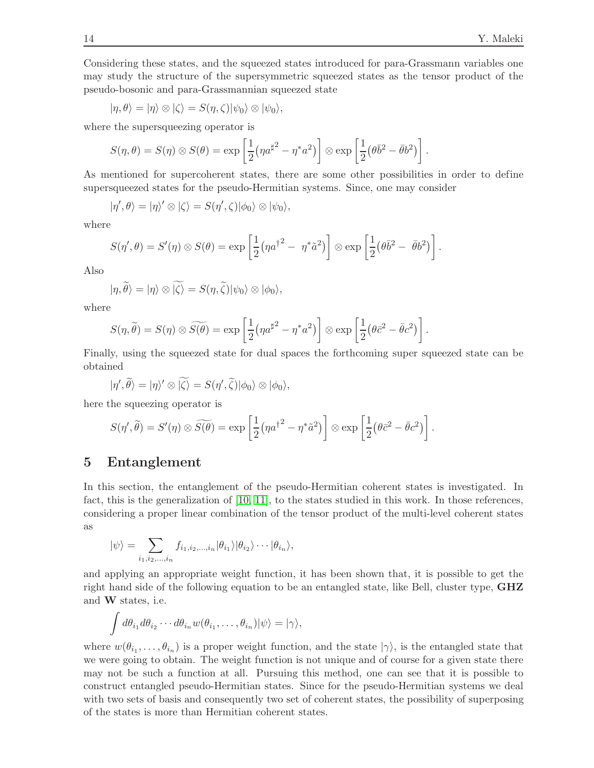Considering these states, and the squeezed states introduced for para-Grassmann variables one may study the structure of the supersymmetric squeezed states as the tensor product of the pseudo-bosonic and para-Grassmannian squeezed state

$$|\eta,\theta\rangle = |\eta\rangle \otimes |\zeta\rangle = S(\eta,\zeta)|\psi_0\rangle \otimes |\psi_0\rangle,$$

where the supersqueezing operator is

$$S(\eta,\theta) = S(\eta)\otimes S(\theta) = \exp\left[\frac{1}{2}\left(\eta a^{\sharp 2} - \eta^* a^2\right)\right] \otimes \exp\left[\frac{1}{2}\left(\theta \bar{b}^2 - \bar{\theta} b^2\right)\right].$$

As mentioned for supercoherent states, there are some other possibilities in order to define supersqueezed states for the pseudo-Hermitian systems. Since, one may consider

$$|\eta',\theta\rangle = |\eta\rangle' \otimes |\zeta\rangle = S(\eta',\zeta)|\phi_0\rangle \otimes |\psi_0\rangle,$$

where

$$S(\eta',\theta) = S'(\eta)\otimes S(\theta) = \exp\left[\frac{1}{2}\left(\eta a^{\dagger 2} - \ \eta^* \tilde{a}^2\right)\right] \otimes \exp\left[\frac{1}{2}\left(\theta \bar{b}^2 - \ \bar{\theta} b^2\right)\right].$$

Also

$$|\eta,\widetilde{\theta}\rangle = |\eta\rangle \otimes \widetilde{|\zeta\rangle} = S(\eta,\widetilde{\zeta})|\psi_0\rangle \otimes |\phi_0\rangle,$$

where

$$S(\eta,\widetilde{\theta}) = S(\eta)\otimes \widetilde{S(\theta)} = \exp\left[\frac{1}{2}\left(\eta a^{\sharp 2} - \eta^* a^2\right)\right] \otimes \exp\left[\frac{1}{2}\left(\theta \bar{c}^2 - \bar{\theta} c^2\right)\right].$$

Finally, using the squeezed state for dual spaces the forthcoming super squeezed state can be obtained

$$|\eta',\widetilde{\theta}\rangle = |\eta\rangle' \otimes \widetilde{|\zeta\rangle} = S(\eta',\widetilde{\zeta})|\phi_0\rangle \otimes |\phi_0\rangle,$$

here the squeezing operator is

$$S(\eta',\widetilde{\theta}) = S'(\eta)\otimes \widetilde{S(\theta)} = \exp\left[\frac{1}{2}\left(\eta a^{\dagger 2} - \eta^* \tilde{a}^2\right)\right] \otimes \exp\left[\frac{1}{2}\left(\theta \bar{c}^2 - \bar{\theta} c^2\right)\right].$$

## 5 Entanglement

In this section, the entanglement of the pseudo-Hermitian coherent states is investigated. In fact, this is the generalization of [10, 11], to the states studied in this work. In those references, considering a proper linear combination of the tensor product of the multi-level coherent states as

$$|\psi\rangle = \sum_{i_1,i_2,\ldots,i_n} f_{i_1,i_2,\ldots,i_n} |\theta_{i_1}\rangle|\theta_{i_2}\rangle\cdots|\theta_{i_n}\rangle,$$

and applying an appropriate weight function, it has been shown that, it is possible to get the right hand side of the following equation to be an entangled state, like Bell, cluster type, **GHZ** and **W** states, i.e.

$$\int d\theta_{i_1} d\theta_{i_2}\cdots d\theta_{i_n} w(\theta_{i_1},\ldots,\theta_{i_n})|\psi\rangle = |\gamma\rangle,$$

where $w(\theta_{i_1},\ldots,\theta_{i_n})$ is a proper weight function, and the state $|\gamma\rangle$, is the entangled state that we were going to obtain. The weight function is not unique and of course for a given state there may not be such a function at all. Pursuing this method, one can see that it is possible to construct entangled pseudo-Hermitian states. Since for the pseudo-Hermitian systems we deal with two sets of basis and consequently two set of coherent states, the possibility of superposing of the states is more than Hermitian coherent states.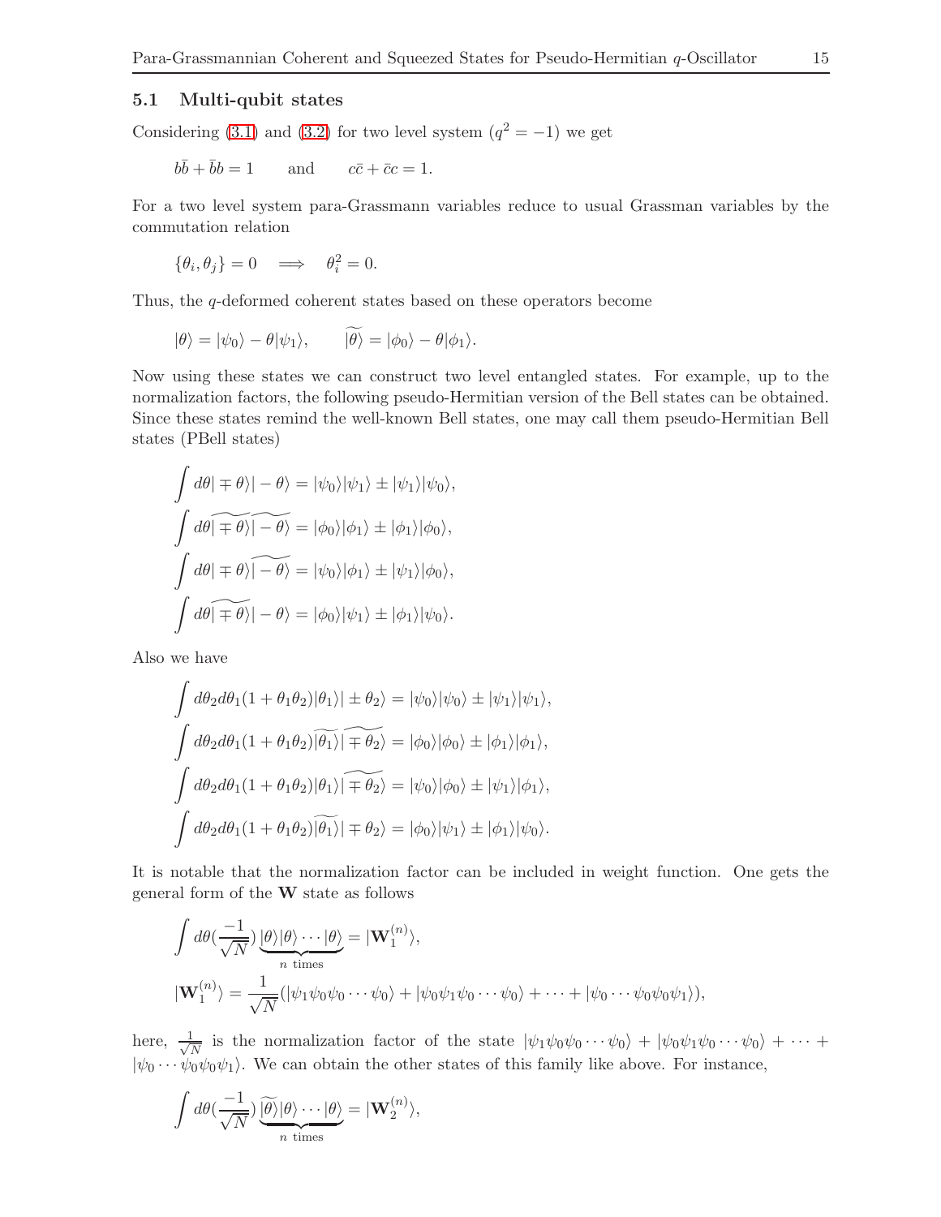### 5.1 Multi-qubit states

Considering (3.1) and (3.2) for two level system ($q^2 = -1$) we get

$$b\bar{b} + \bar{b}b = 1 \qquad \text{and} \qquad c\bar{c} + \bar{c}c = 1.$$

For a two level system para-Grassmann variables reduce to usual Grassman variables by the commutation relation

$$\{\theta_i, \theta_j\} = 0 \quad \Longrightarrow \quad \theta_i^2 = 0.$$

Thus, the $q$-deformed coherent states based on these operators become

$$|\theta\rangle = |\psi_0\rangle - \theta|\psi_1\rangle, \qquad \widetilde{|\theta\rangle} = |\phi_0\rangle - \theta|\phi_1\rangle.$$

Now using these states we can construct two level entangled states. For example, up to the normalization factors, the following pseudo-Hermitian version of the Bell states can be obtained. Since these states remind the well-known Bell states, one may call them pseudo-Hermitian Bell states (PBell states)

$$\int d\theta |\mp\theta\rangle|-\theta\rangle = |\psi_0\rangle|\psi_1\rangle \pm |\psi_1\rangle|\psi_0\rangle,$$

$$\int d\theta \widetilde{|\mp\theta\rangle}\widetilde{|-\theta\rangle} = |\phi_0\rangle|\phi_1\rangle \pm |\phi_1\rangle|\phi_0\rangle,$$

$$\int d\theta |\mp\theta\rangle\widetilde{|-\theta\rangle} = |\psi_0\rangle|\phi_1\rangle \pm |\psi_1\rangle|\phi_0\rangle,$$

$$\int d\theta \widetilde{|\mp\theta\rangle}|-\theta\rangle = |\phi_0\rangle|\psi_1\rangle \pm |\phi_1\rangle|\psi_0\rangle.$$

Also we have

$$\int d\theta_2 d\theta_1 (1 + \theta_1\theta_2)|\theta_1\rangle|\pm\theta_2\rangle = |\psi_0\rangle|\psi_0\rangle \pm |\psi_1\rangle|\psi_1\rangle,$$

$$\int d\theta_2 d\theta_1 (1 + \theta_1\theta_2)\widetilde{|\theta_1\rangle}\widetilde{|\mp\theta_2\rangle} = |\phi_0\rangle|\phi_0\rangle \pm |\phi_1\rangle|\phi_1\rangle,$$

$$\int d\theta_2 d\theta_1 (1 + \theta_1\theta_2)|\theta_1\rangle\widetilde{|\mp\theta_2\rangle} = |\psi_0\rangle|\phi_0\rangle \pm |\psi_1\rangle|\phi_1\rangle,$$

$$\int d\theta_2 d\theta_1 (1 + \theta_1\theta_2)\widetilde{|\theta_1\rangle}|\mp\theta_2\rangle = |\phi_0\rangle|\psi_1\rangle \pm |\phi_1\rangle|\psi_0\rangle.$$

It is notable that the normalization factor can be included in weight function. One gets the general form of the $\mathbf{W}$ state as follows

$$\int d\theta (\frac{-1}{\sqrt{N}}) \underbrace{|\theta\rangle|\theta\rangle \cdots |\theta\rangle}_{n \text{ times}} = |\mathbf{W}_1^{(n)}\rangle,$$

$$|\mathbf{W}_1^{(n)}\rangle = \frac{1}{\sqrt{N}}(|\psi_1\psi_0\psi_0\cdots\psi_0\rangle + |\psi_0\psi_1\psi_0\cdots\psi_0\rangle + \cdots + |\psi_0\cdots\psi_0\psi_0\psi_1\rangle),$$

here, $\frac{1}{\sqrt{N}}$ is the normalization factor of the state $|\psi_1\psi_0\psi_0\cdots\psi_0\rangle + |\psi_0\psi_1\psi_0\cdots\psi_0\rangle + \cdots + |\psi_0\cdots\psi_0\psi_0\psi_1\rangle$. We can obtain the other states of this family like above. For instance,

$$\int d\theta (\frac{-1}{\sqrt{N}}) \underbrace{\widetilde{|\theta\rangle}|\theta\rangle \cdots |\theta\rangle}_{n \text{ times}} = |\mathbf{W}_2^{(n)}\rangle,$$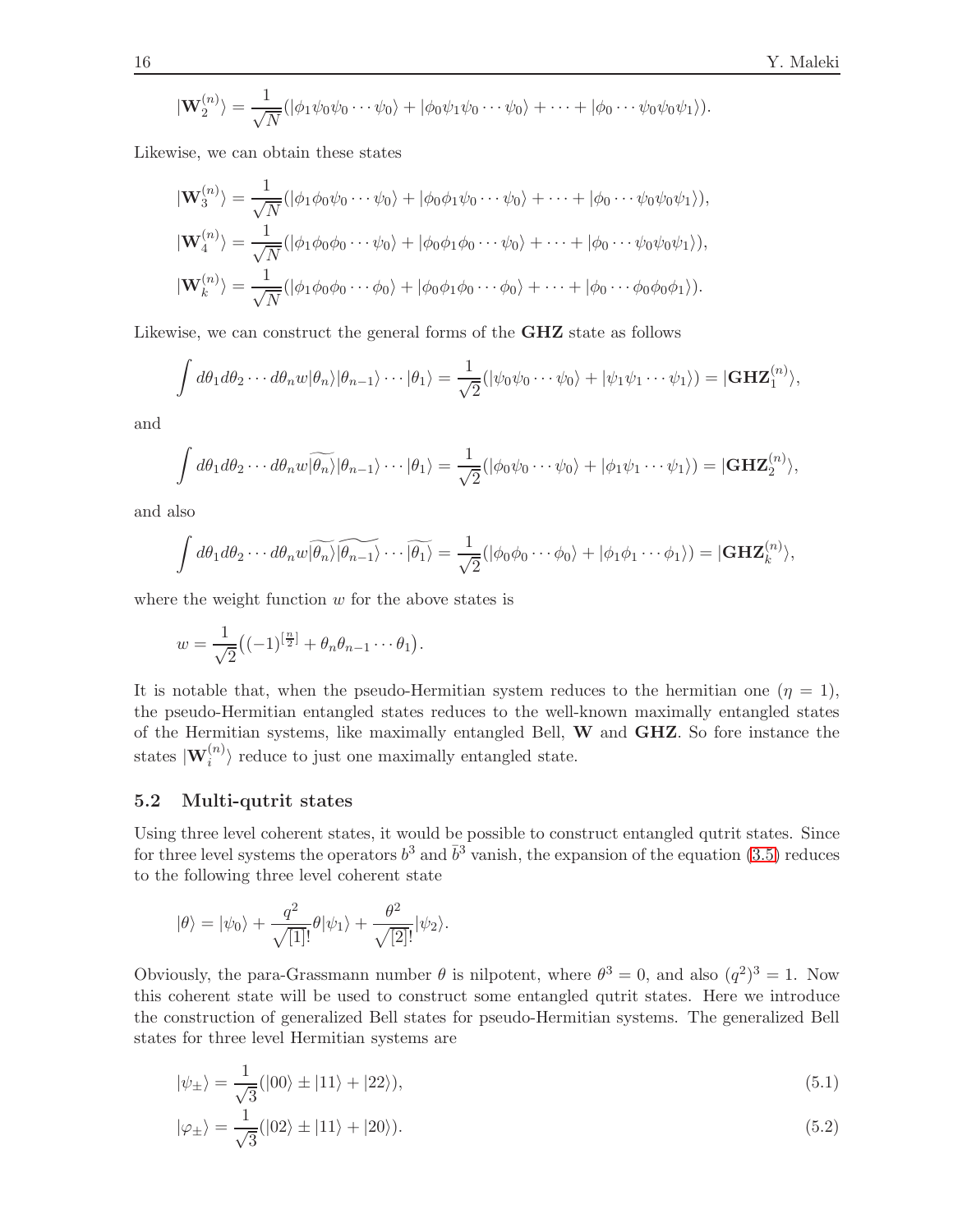$$|\mathbf{W}_2^{(n)}\rangle = \frac{1}{\sqrt{N}}(|\phi_1\psi_0\psi_0\cdots\psi_0\rangle + |\phi_0\psi_1\psi_0\cdots\psi_0\rangle + \cdots + |\phi_0\cdots\psi_0\psi_0\psi_1\rangle).$$

Likewise, we can obtain these states

$$|\mathbf{W}_3^{(n)}\rangle = \frac{1}{\sqrt{N}}(|\phi_1\phi_0\psi_0\cdots\psi_0\rangle + |\phi_0\phi_1\psi_0\cdots\psi_0\rangle + \cdots + |\phi_0\cdots\psi_0\psi_0\psi_1\rangle),$$

$$|\mathbf{W}_4^{(n)}\rangle = \frac{1}{\sqrt{N}}(|\phi_1\phi_0\phi_0\cdots\psi_0\rangle + |\phi_0\phi_1\phi_0\cdots\psi_0\rangle + \cdots + |\phi_0\cdots\psi_0\psi_0\psi_1\rangle),$$

$$|\mathbf{W}_k^{(n)}\rangle = \frac{1}{\sqrt{N}}(|\phi_1\phi_0\phi_0\cdots\phi_0\rangle + |\phi_0\phi_1\phi_0\cdots\phi_0\rangle + \cdots + |\phi_0\cdots\phi_0\phi_0\phi_1\rangle).$$

Likewise, we can construct the general forms of the **GHZ** state as follows

$$\int d\theta_1 d\theta_2\cdots d\theta_n w|\theta_n\rangle|\theta_{n-1}\rangle\cdots|\theta_1\rangle = \frac{1}{\sqrt{2}}(|\psi_0\psi_0\cdots\psi_0\rangle + |\psi_1\psi_1\cdots\psi_1\rangle) = |\mathbf{GHZ}_1^{(n)}\rangle,$$

and

$$\int d\theta_1 d\theta_2\cdots d\theta_n w\widetilde{|\theta_n\rangle}|\theta_{n-1}\rangle\cdots|\theta_1\rangle = \frac{1}{\sqrt{2}}(|\phi_0\psi_0\cdots\psi_0\rangle + |\phi_1\psi_1\cdots\psi_1\rangle) = |\mathbf{GHZ}_2^{(n)}\rangle,$$

and also

$$\int d\theta_1 d\theta_2\cdots d\theta_n w\widetilde{|\theta_n\rangle}\widetilde{|\theta_{n-1}\rangle}\cdots\widetilde{|\theta_1\rangle} = \frac{1}{\sqrt{2}}(|\phi_0\phi_0\cdots\phi_0\rangle + |\phi_1\phi_1\cdots\phi_1\rangle) = |\mathbf{GHZ}_k^{(n)}\rangle,$$

where the weight function $w$ for the above states is

$$w = \frac{1}{\sqrt{2}}\big((-1)^{[\frac{n}{2}]} + \theta_n\theta_{n-1}\cdots\theta_1\big).$$

It is notable that, when the pseudo-Hermitian system reduces to the hermitian one ($\eta = 1$), the pseudo-Hermitian entangled states reduces to the well-known maximally entangled states of the Hermitian systems, like maximally entangled Bell, **W** and **GHZ**. So fore instance the states $|\mathbf{W}_i^{(n)}\rangle$ reduce to just one maximally entangled state.

### 5.2 Multi-qutrit states

Using three level coherent states, it would be possible to construct entangled qutrit states. Since for three level systems the operators $b^3$ and $\bar{b}^3$ vanish, the expansion of the equation (3.5) reduces to the following three level coherent state

$$|\theta\rangle = |\psi_0\rangle + \frac{q^2}{\sqrt{[1]!}}\theta|\psi_1\rangle + \frac{\theta^2}{\sqrt{[2]!}}|\psi_2\rangle.$$

Obviously, the para-Grassmann number $\theta$ is nilpotent, where $\theta^3 = 0$, and also $(q^2)^3 = 1$. Now this coherent state will be used to construct some entangled qutrit states. Here we introduce the construction of generalized Bell states for pseudo-Hermitian systems. The generalized Bell states for three level Hermitian systems are

$$|\psi_\pm\rangle = \frac{1}{\sqrt{3}}(|00\rangle \pm |11\rangle + |22\rangle), \tag{5.1}$$

$$|\varphi_\pm\rangle = \frac{1}{\sqrt{3}}(|02\rangle \pm |11\rangle + |20\rangle). \tag{5.2}$$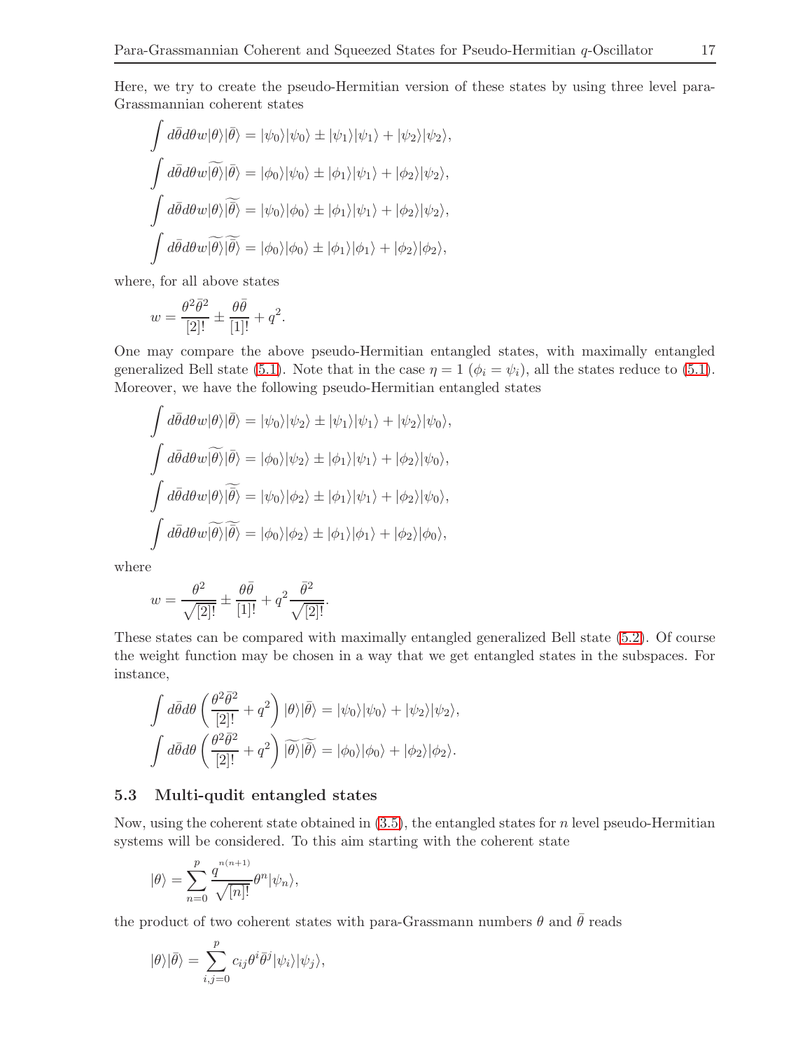Here, we try to create the pseudo-Hermitian version of these states by using three level para-Grassmannian coherent states

$$\int d\bar{\theta}d\theta w|\theta\rangle|\bar{\theta}\rangle = |\psi_0\rangle|\psi_0\rangle \pm |\psi_1\rangle|\psi_1\rangle + |\psi_2\rangle|\psi_2\rangle,$$

$$\int d\bar{\theta}d\theta w\widetilde{|\theta\rangle}|\bar{\theta}\rangle = |\phi_0\rangle|\psi_0\rangle \pm |\phi_1\rangle|\psi_1\rangle + |\phi_2\rangle|\psi_2\rangle,$$

$$\int d\bar{\theta}d\theta w|\theta\rangle\widetilde{|\bar{\theta}\rangle} = |\psi_0\rangle|\phi_0\rangle \pm |\phi_1\rangle|\psi_1\rangle + |\phi_2\rangle|\psi_2\rangle,$$

$$\int d\bar{\theta}d\theta w\widetilde{|\theta\rangle}\widetilde{|\bar{\theta}\rangle} = |\phi_0\rangle|\phi_0\rangle \pm |\phi_1\rangle|\phi_1\rangle + |\phi_2\rangle|\phi_2\rangle,$$

where, for all above states

$$w = \frac{\theta^2\bar{\theta}^2}{[2]!} \pm \frac{\theta\bar{\theta}}{[1]!} + q^2.$$

One may compare the above pseudo-Hermitian entangled states, with maximally entangled generalized Bell state (5.1). Note that in the case $\eta = 1$ ($\phi_i = \psi_i$), all the states reduce to (5.1). Moreover, we have the following pseudo-Hermitian entangled states

$$\int d\bar{\theta}d\theta w|\theta\rangle|\bar{\theta}\rangle = |\psi_0\rangle|\psi_2\rangle \pm |\psi_1\rangle|\psi_1\rangle + |\psi_2\rangle|\psi_0\rangle,$$

$$\int d\bar{\theta}d\theta w\widetilde{|\theta\rangle}|\bar{\theta}\rangle = |\phi_0\rangle|\psi_2\rangle \pm |\phi_1\rangle|\psi_1\rangle + |\phi_2\rangle|\psi_0\rangle,$$

$$\int d\bar{\theta}d\theta w|\theta\rangle\widetilde{|\bar{\theta}\rangle} = |\psi_0\rangle|\phi_2\rangle \pm |\phi_1\rangle|\psi_1\rangle + |\phi_2\rangle|\psi_0\rangle,$$

$$\int d\bar{\theta}d\theta w\widetilde{|\theta\rangle}\widetilde{|\bar{\theta}\rangle} = |\phi_0\rangle|\phi_2\rangle \pm |\phi_1\rangle|\phi_1\rangle + |\phi_2\rangle|\phi_0\rangle,$$

where

$$w = \frac{\theta^2}{\sqrt{[2]!}} \pm \frac{\theta\bar{\theta}}{[1]!} + q^2\frac{\bar{\theta}^2}{\sqrt{[2]!}}.$$

These states can be compared with maximally entangled generalized Bell state (5.2). Of course the weight function may be chosen in a way that we get entangled states in the subspaces. For instance,

$$\int d\bar{\theta}d\theta\left(\frac{\theta^2\bar{\theta}^2}{[2]!} + q^2\right)|\theta\rangle|\bar{\theta}\rangle = |\psi_0\rangle|\psi_0\rangle + |\psi_2\rangle|\psi_2\rangle,$$

$$\int d\bar{\theta}d\theta\left(\frac{\theta^2\bar{\theta}^2}{[2]!} + q^2\right)\widetilde{|\theta\rangle}\widetilde{|\bar{\theta}\rangle} = |\phi_0\rangle|\phi_0\rangle + |\phi_2\rangle|\phi_2\rangle.$$

### 5.3 Multi-qudit entangled states

Now, using the coherent state obtained in (3.5), the entangled states for $n$ level pseudo-Hermitian systems will be considered. To this aim starting with the coherent state

$$|\theta\rangle = \sum_{n=0}^{p}\frac{q^{^{n(n+1)}}}{\sqrt{[n]!}}\theta^n|\psi_n\rangle,$$

the product of two coherent states with para-Grassmann numbers $\theta$ and $\bar{\theta}$ reads

$$|\theta\rangle|\bar{\theta}\rangle = \sum_{i,j=0}^{p} c_{ij}\theta^i\bar{\theta}^j|\psi_i\rangle|\psi_j\rangle,$$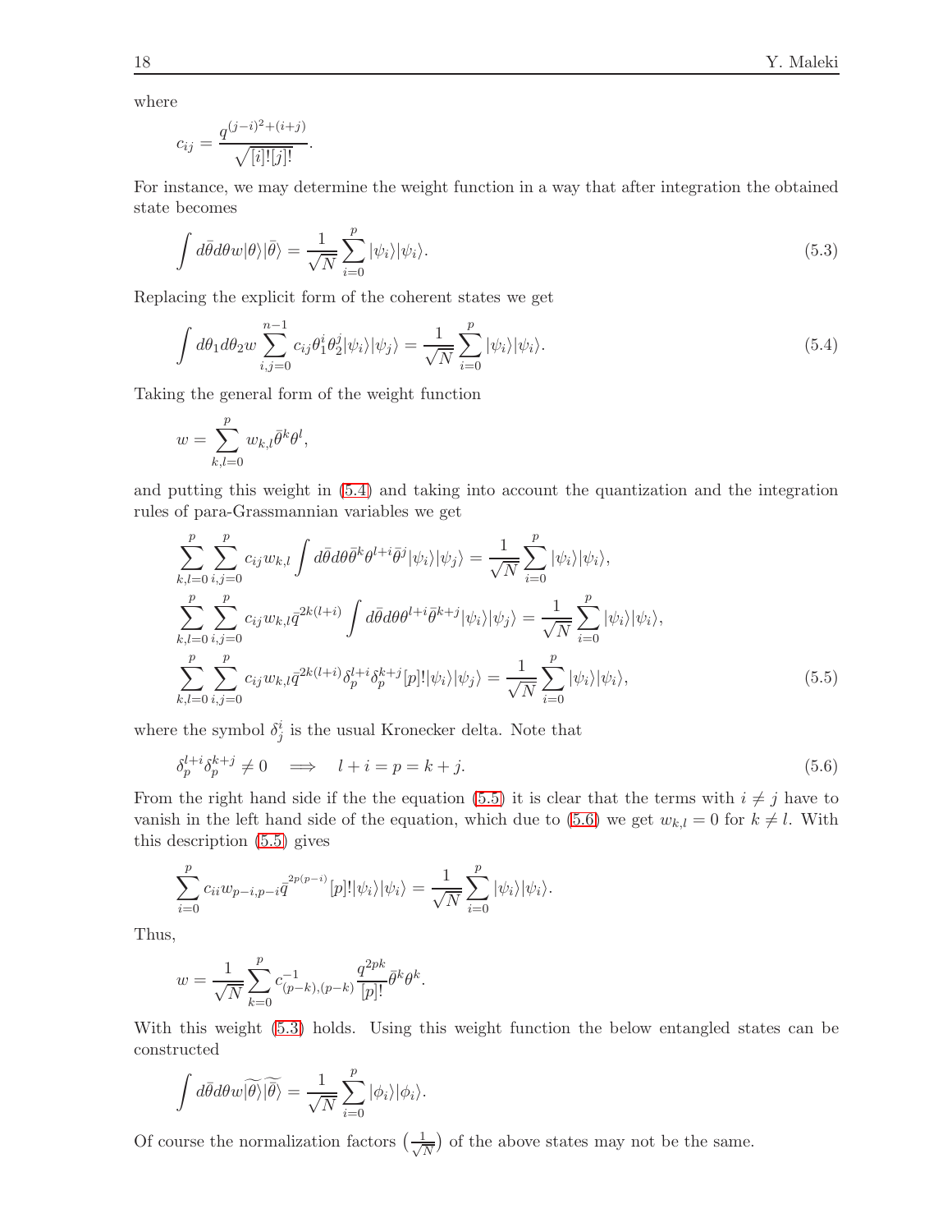where

$$c_{ij} = \frac{q^{(j-i)^2+(i+j)}}{\sqrt{[i]![j]!}}.$$

For instance, we may determine the weight function in a way that after integration the obtained state becomes

$$\int d\bar{\theta} d\theta w |\theta\rangle |\bar{\theta}\rangle = \frac{1}{\sqrt{N}} \sum_{i=0}^{p} |\psi_i\rangle |\psi_i\rangle. \tag{5.3}$$

Replacing the explicit form of the coherent states we get

$$\int d\theta_1 d\theta_2 w \sum_{i,j=0}^{n-1} c_{ij} \theta_1^i \theta_2^j |\psi_i\rangle |\psi_j\rangle = \frac{1}{\sqrt{N}} \sum_{i=0}^{p} |\psi_i\rangle |\psi_i\rangle. \tag{5.4}$$

Taking the general form of the weight function

$$w = \sum_{k,l=0}^{p} w_{k,l} \bar{\theta}^k \theta^l,$$

and putting this weight in (5.4) and taking into account the quantization and the integration rules of para-Grassmannian variables we get

$$\begin{aligned}
&\sum_{k,l=0}^{p} \sum_{i,j=0}^{p} c_{ij} w_{k,l} \int d\bar{\theta} d\theta \bar{\theta}^k \theta^{l+i} \bar{\theta}^j |\psi_i\rangle |\psi_j\rangle = \frac{1}{\sqrt{N}} \sum_{i=0}^{p} |\psi_i\rangle |\psi_i\rangle, \\
&\sum_{k,l=0}^{p} \sum_{i,j=0}^{p} c_{ij} w_{k,l} \bar{q}^{2k(l+i)} \int d\bar{\theta} d\theta \theta^{l+i} \bar{\theta}^{k+j} |\psi_i\rangle |\psi_j\rangle = \frac{1}{\sqrt{N}} \sum_{i=0}^{p} |\psi_i\rangle |\psi_i\rangle, \\
&\sum_{k,l=0}^{p} \sum_{i,j=0}^{p} c_{ij} w_{k,l} \bar{q}^{2k(l+i)} \delta_p^{l+i} \delta_p^{k+j} [p]! |\psi_i\rangle |\psi_j\rangle = \frac{1}{\sqrt{N}} \sum_{i=0}^{p} |\psi_i\rangle |\psi_i\rangle,
\end{aligned} \tag{5.5}$$

where the symbol $\delta_j^i$ is the usual Kronecker delta. Note that

$$\delta_p^{l+i} \delta_p^{k+j} \neq 0 \quad \Longrightarrow \quad l+i = p = k+j. \tag{5.6}$$

From the right hand side if the the equation (5.5) it is clear that the terms with $i \neq j$ have to vanish in the left hand side of the equation, which due to (5.6) we get $w_{k,l} = 0$ for $k \neq l$. With this description (5.5) gives

$$\sum_{i=0}^{p} c_{ii} w_{p-i,p-i} \bar{q}^{2p(p-i)} [p]! |\psi_i\rangle |\psi_i\rangle = \frac{1}{\sqrt{N}} \sum_{i=0}^{p} |\psi_i\rangle |\psi_i\rangle.$$

Thus,

$$w = \frac{1}{\sqrt{N}} \sum_{k=0}^{p} c^{-1}_{(p-k),(p-k)} \frac{q^{2pk}}{[p]!} \bar{\theta}^k \theta^k.$$

With this weight (5.3) holds. Using this weight function the below entangled states can be constructed

$$\int d\bar{\theta} d\theta w \widetilde{|\theta\rangle} \widetilde{|\bar{\theta}\rangle} = \frac{1}{\sqrt{N}} \sum_{i=0}^{p} |\phi_i\rangle |\phi_i\rangle.$$

Of course the normalization factors $\left(\frac{1}{\sqrt{N}}\right)$ of the above states may not be the same.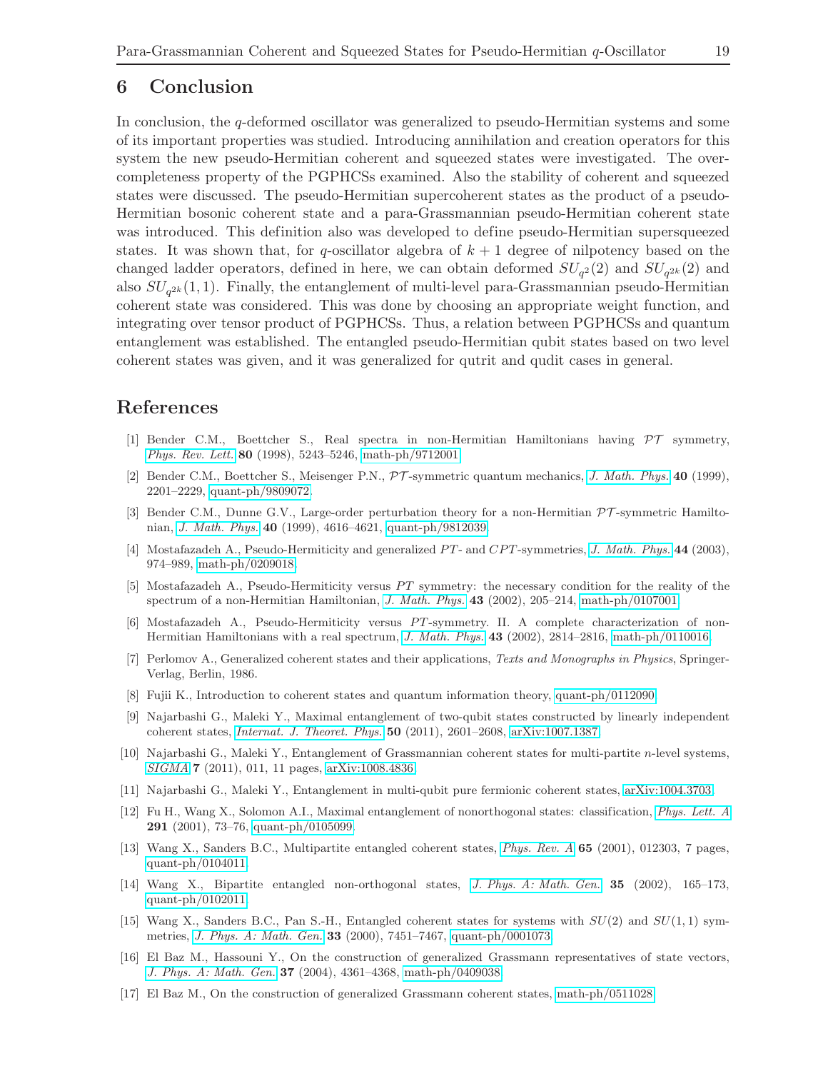## 6 Conclusion

In conclusion, the $q$-deformed oscillator was generalized to pseudo-Hermitian systems and some of its important properties was studied. Introducing annihilation and creation operators for this system the new pseudo-Hermitian coherent and squeezed states were investigated. The overcompleteness property of the PGPHCSs examined. Also the stability of coherent and squeezed states were discussed. The pseudo-Hermitian supercoherent states as the product of a pseudo-Hermitian bosonic coherent state and a para-Grassmannian pseudo-Hermitian coherent state was introduced. This definition also was developed to define pseudo-Hermitian supersqueezed states. It was shown that, for $q$-oscillator algebra of $k+1$ degree of nilpotency based on the changed ladder operators, defined in here, we can obtain deformed $SU_{q^2}(2)$ and $SU_{q^{2k}}(2)$ and also $SU_{q^{2k}}(1,1)$. Finally, the entanglement of multi-level para-Grassmannian pseudo-Hermitian coherent state was considered. This was done by choosing an appropriate weight function, and integrating over tensor product of PGPHCSs. Thus, a relation between PGPHCSs and quantum entanglement was established. The entangled pseudo-Hermitian qubit states based on two level coherent states was given, and it was generalized for qutrit and qudit cases in general.

## References

[1] Bender C.M., Boettcher S., Real spectra in non-Hermitian Hamiltonians having $\mathcal{PT}$ symmetry, *Phys. Rev. Lett.* **80** (1998), 5243–5246, math-ph/9712001.

[2] Bender C.M., Boettcher S., Meisenger P.N., $\mathcal{PT}$-symmetric quantum mechanics, *J. Math. Phys.* **40** (1999), 2201–2229, quant-ph/9809072.

[3] Bender C.M., Dunne G.V., Large-order perturbation theory for a non-Hermitian $\mathcal{PT}$-symmetric Hamiltonian, *J. Math. Phys.* **40** (1999), 4616–4621, quant-ph/9812039.

[4] Mostafazadeh A., Pseudo-Hermiticity and generalized $PT$- and $CPT$-symmetries, *J. Math. Phys.* **44** (2003), 974–989, math-ph/0209018.

[5] Mostafazadeh A., Pseudo-Hermiticity versus $PT$ symmetry: the necessary condition for the reality of the spectrum of a non-Hermitian Hamiltonian, *J. Math. Phys.* **43** (2002), 205–214, math-ph/0107001.

[6] Mostafazadeh A., Pseudo-Hermiticity versus $PT$-symmetry. II. A complete characterization of non-Hermitian Hamiltonians with a real spectrum, *J. Math. Phys.* **43** (2002), 2814–2816, math-ph/0110016.

[7] Perlomov A., Generalized coherent states and their applications, *Texts and Monographs in Physics*, Springer-Verlag, Berlin, 1986.

[8] Fujii K., Introduction to coherent states and quantum information theory, quant-ph/0112090.

[9] Najarbashi G., Maleki Y., Maximal entanglement of two-qubit states constructed by linearly independent coherent states, *Internat. J. Theoret. Phys.* **50** (2011), 2601–2608, arXiv:1007.1387.

[10] Najarbashi G., Maleki Y., Entanglement of Grassmannian coherent states for multi-partite $n$-level systems, *SIGMA* **7** (2011), 011, 11 pages, arXiv:1008.4836.

[11] Najarbashi G., Maleki Y., Entanglement in multi-qubit pure fermionic coherent states, arXiv:1004.3703.

[12] Fu H., Wang X., Solomon A.I., Maximal entanglement of nonorthogonal states: classification, *Phys. Lett. A* **291** (2001), 73–76, quant-ph/0105099.

[13] Wang X., Sanders B.C., Multipartite entangled coherent states, *Phys. Rev. A* **65** (2001), 012303, 7 pages, quant-ph/0104011.

[14] Wang X., Bipartite entangled non-orthogonal states, *J. Phys. A: Math. Gen.* **35** (2002), 165–173, quant-ph/0102011.

[15] Wang X., Sanders B.C., Pan S.-H., Entangled coherent states for systems with $SU(2)$ and $SU(1,1)$ symmetries, *J. Phys. A: Math. Gen.* **33** (2000), 7451–7467, quant-ph/0001073.

[16] El Baz M., Hassouni Y., On the construction of generalized Grassmann representatives of state vectors, *J. Phys. A: Math. Gen.* **37** (2004), 4361–4368, math-ph/0409038.

[17] El Baz M., On the construction of generalized Grassmann coherent states, math-ph/0511028.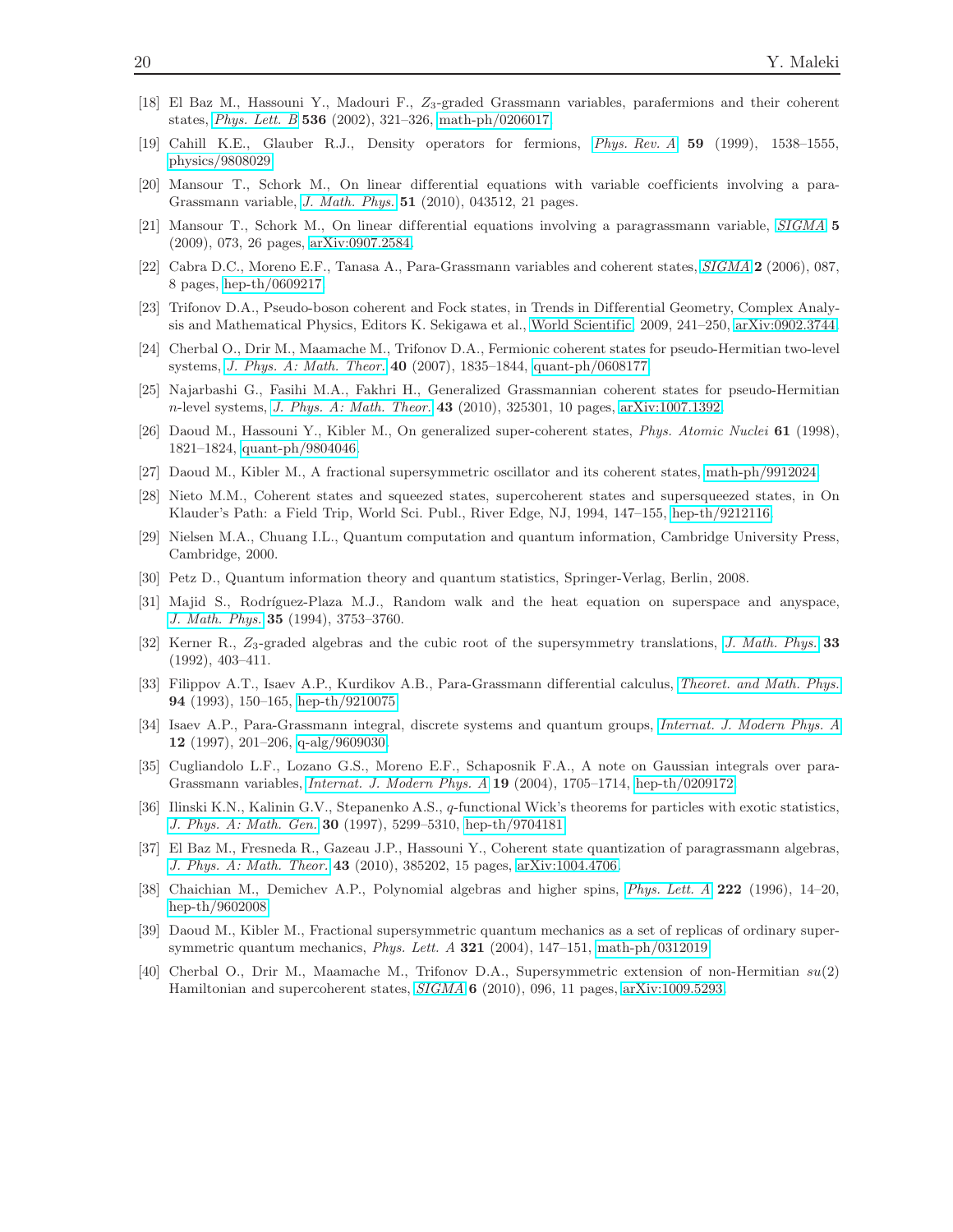[18] El Baz M., Hassouni Y., Madouri F., $Z_3$-graded Grassmann variables, parafermions and their coherent states, *Phys. Lett. B* **536** (2002), 321–326, math-ph/0206017.

[19] Cahill K.E., Glauber R.J., Density operators for fermions, *Phys. Rev. A* **59** (1999), 1538–1555, physics/9808029.

[20] Mansour T., Schork M., On linear differential equations with variable coefficients involving a para-Grassmann variable, *J. Math. Phys.* **51** (2010), 043512, 21 pages.

[21] Mansour T., Schork M., On linear differential equations involving a paragrassmann variable, *SIGMA* **5** (2009), 073, 26 pages, arXiv:0907.2584.

[22] Cabra D.C., Moreno E.F., Tanasa A., Para-Grassmann variables and coherent states, *SIGMA* **2** (2006), 087, 8 pages, hep-th/0609217.

[23] Trifonov D.A., Pseudo-boson coherent and Fock states, in Trends in Differential Geometry, Complex Analysis and Mathematical Physics, Editors K. Sekigawa et al., World Scientific, 2009, 241–250, arXiv:0902.3744.

[24] Cherbal O., Drir M., Maamache M., Trifonov D.A., Fermionic coherent states for pseudo-Hermitian two-level systems, *J. Phys. A: Math. Theor.* **40** (2007), 1835–1844, quant-ph/0608177.

[25] Najarbashi G., Fasihi M.A., Fakhri H., Generalized Grassmannian coherent states for pseudo-Hermitian $n$-level systems, *J. Phys. A: Math. Theor.* **43** (2010), 325301, 10 pages, arXiv:1007.1392.

[26] Daoud M., Hassouni Y., Kibler M., On generalized super-coherent states, *Phys. Atomic Nuclei* **61** (1998), 1821–1824, quant-ph/9804046.

[27] Daoud M., Kibler M., A fractional supersymmetric oscillator and its coherent states, math-ph/9912024.

[28] Nieto M.M., Coherent states and squeezed states, supercoherent states and supersqueezed states, in On Klauder's Path: a Field Trip, World Sci. Publ., River Edge, NJ, 1994, 147–155, hep-th/9212116.

[29] Nielsen M.A., Chuang I.L., Quantum computation and quantum information, Cambridge University Press, Cambridge, 2000.

[30] Petz D., Quantum information theory and quantum statistics, Springer-Verlag, Berlin, 2008.

[31] Majid S., Rodríguez-Plaza M.J., Random walk and the heat equation on superspace and anyspace, *J. Math. Phys.* **35** (1994), 3753–3760.

[32] Kerner R., $Z_3$-graded algebras and the cubic root of the supersymmetry translations, *J. Math. Phys.* **33** (1992), 403–411.

[33] Filippov A.T., Isaev A.P., Kurdikov A.B., Para-Grassmann differential calculus, *Theoret. and Math. Phys.* **94** (1993), 150–165, hep-th/9210075.

[34] Isaev A.P., Para-Grassmann integral, discrete systems and quantum groups, *Internat. J. Modern Phys. A* **12** (1997), 201–206, q-alg/9609030.

[35] Cugliandolo L.F., Lozano G.S., Moreno E.F., Schaposnik F.A., A note on Gaussian integrals over para-Grassmann variables, *Internat. J. Modern Phys. A* **19** (2004), 1705–1714, hep-th/0209172.

[36] Ilinski K.N., Kalinin G.V., Stepanenko A.S., $q$-functional Wick's theorems for particles with exotic statistics, *J. Phys. A: Math. Gen.* **30** (1997), 5299–5310, hep-th/9704181.

[37] El Baz M., Fresneda R., Gazeau J.P., Hassouni Y., Coherent state quantization of paragrassmann algebras, *J. Phys. A: Math. Theor.* **43** (2010), 385202, 15 pages, arXiv:1004.4706.

[38] Chaichian M., Demichev A.P., Polynomial algebras and higher spins, *Phys. Lett. A* **222** (1996), 14–20, hep-th/9602008.

[39] Daoud M., Kibler M., Fractional supersymmetric quantum mechanics as a set of replicas of ordinary supersymmetric quantum mechanics, *Phys. Lett. A* **321** (2004), 147–151, math-ph/0312019.

[40] Cherbal O., Drir M., Maamache M., Trifonov D.A., Supersymmetric extension of non-Hermitian $su(2)$ Hamiltonian and supercoherent states, *SIGMA* **6** (2010), 096, 11 pages, arXiv:1009.5293.